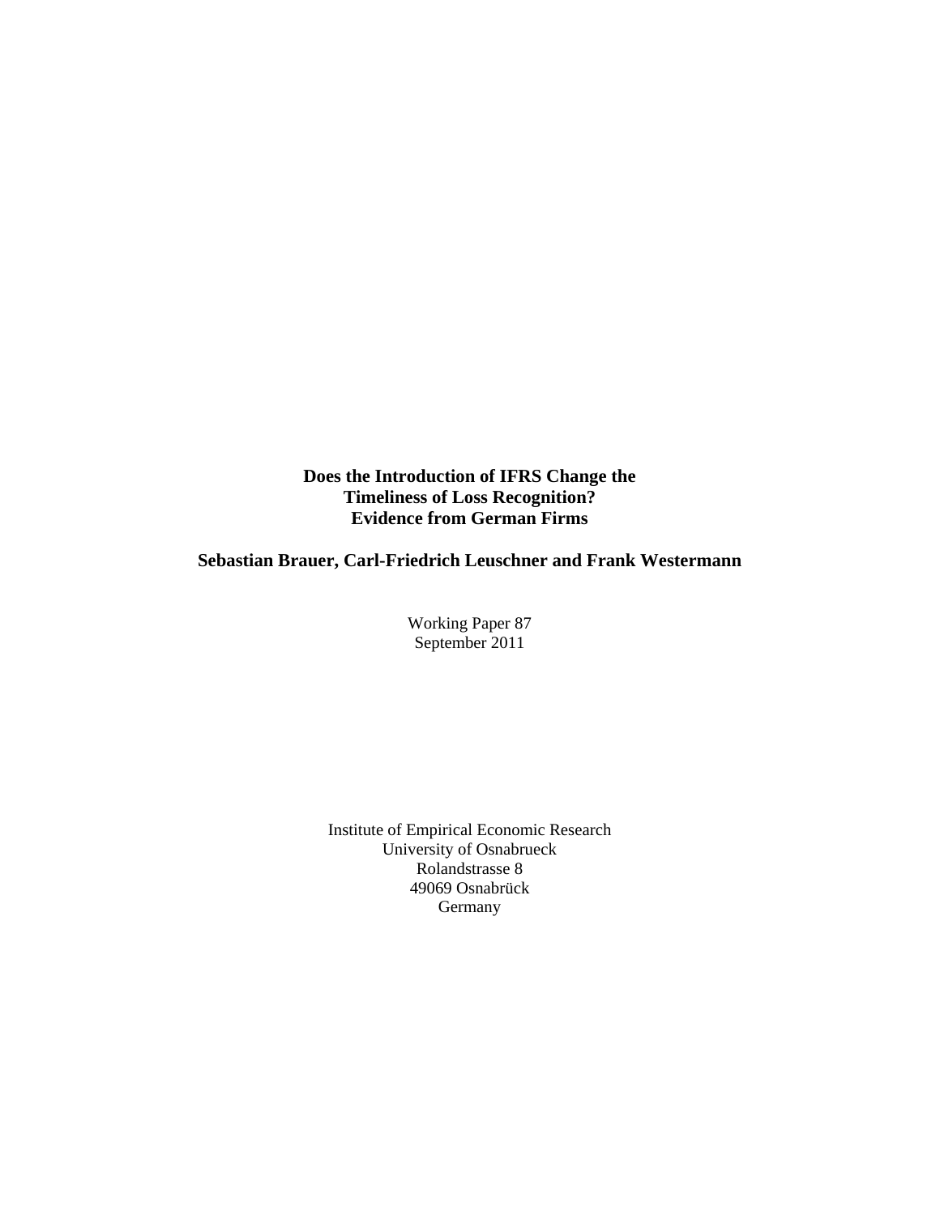# Does the Introduction of IFRS Change the Timeliness of Loss Recognition? Evidence from German Firms

**Sebastian Brauer, Carl-Friedrich Leuschner and Frank Westermann**

Working Paper 87
September 2011

Institute of Empirical Economic Research
University of Osnabrueck
Rolandstrasse 8
49069 Osnabrück
Germany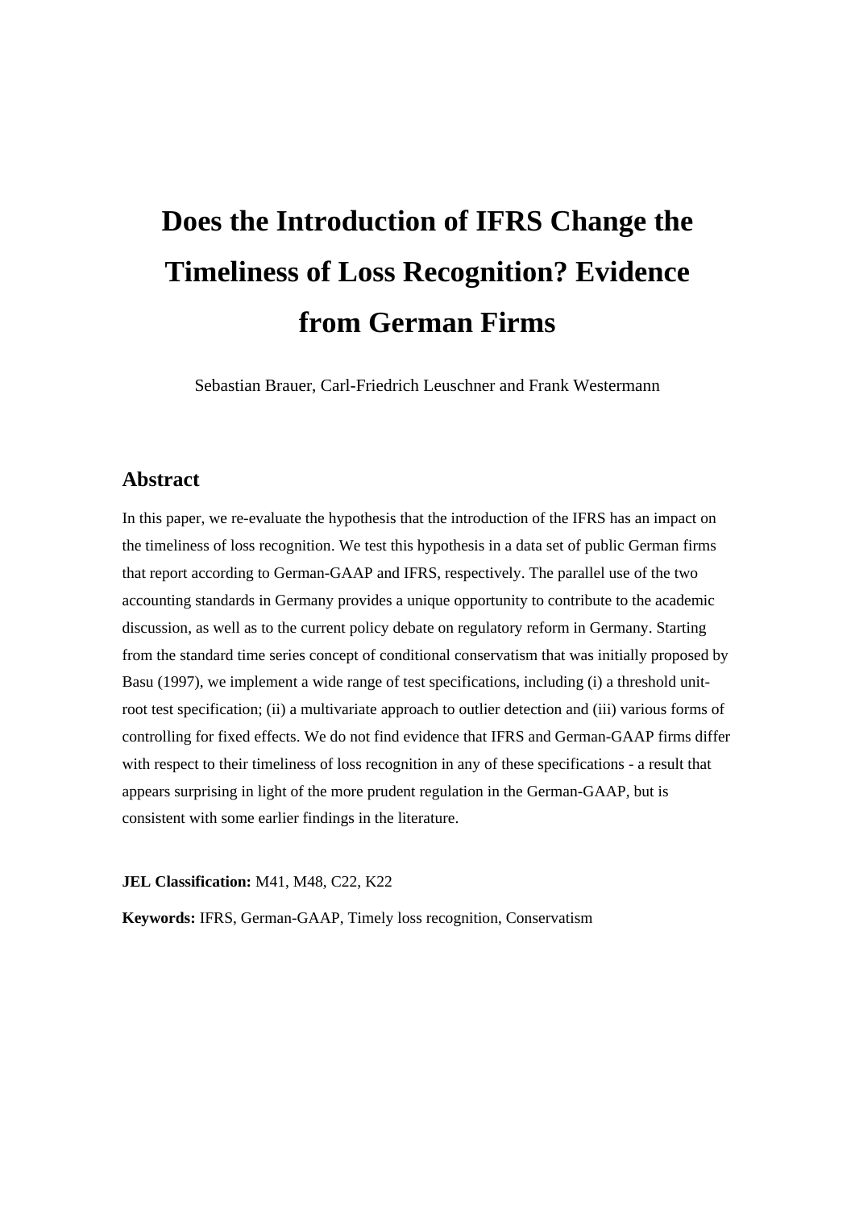# Does the Introduction of IFRS Change the Timeliness of Loss Recognition? Evidence from German Firms

Sebastian Brauer, Carl-Friedrich Leuschner and Frank Westermann

## Abstract

In this paper, we re-evaluate the hypothesis that the introduction of the IFRS has an impact on the timeliness of loss recognition. We test this hypothesis in a data set of public German firms that report according to German-GAAP and IFRS, respectively. The parallel use of the two accounting standards in Germany provides a unique opportunity to contribute to the academic discussion, as well as to the current policy debate on regulatory reform in Germany. Starting from the standard time series concept of conditional conservatism that was initially proposed by Basu (1997), we implement a wide range of test specifications, including (i) a threshold unit-root test specification; (ii) a multivariate approach to outlier detection and (iii) various forms of controlling for fixed effects. We do not find evidence that IFRS and German-GAAP firms differ with respect to their timeliness of loss recognition in any of these specifications - a result that appears surprising in light of the more prudent regulation in the German-GAAP, but is consistent with some earlier findings in the literature.

**JEL Classification:** M41, M48, C22, K22

**Keywords:** IFRS, German-GAAP, Timely loss recognition, Conservatism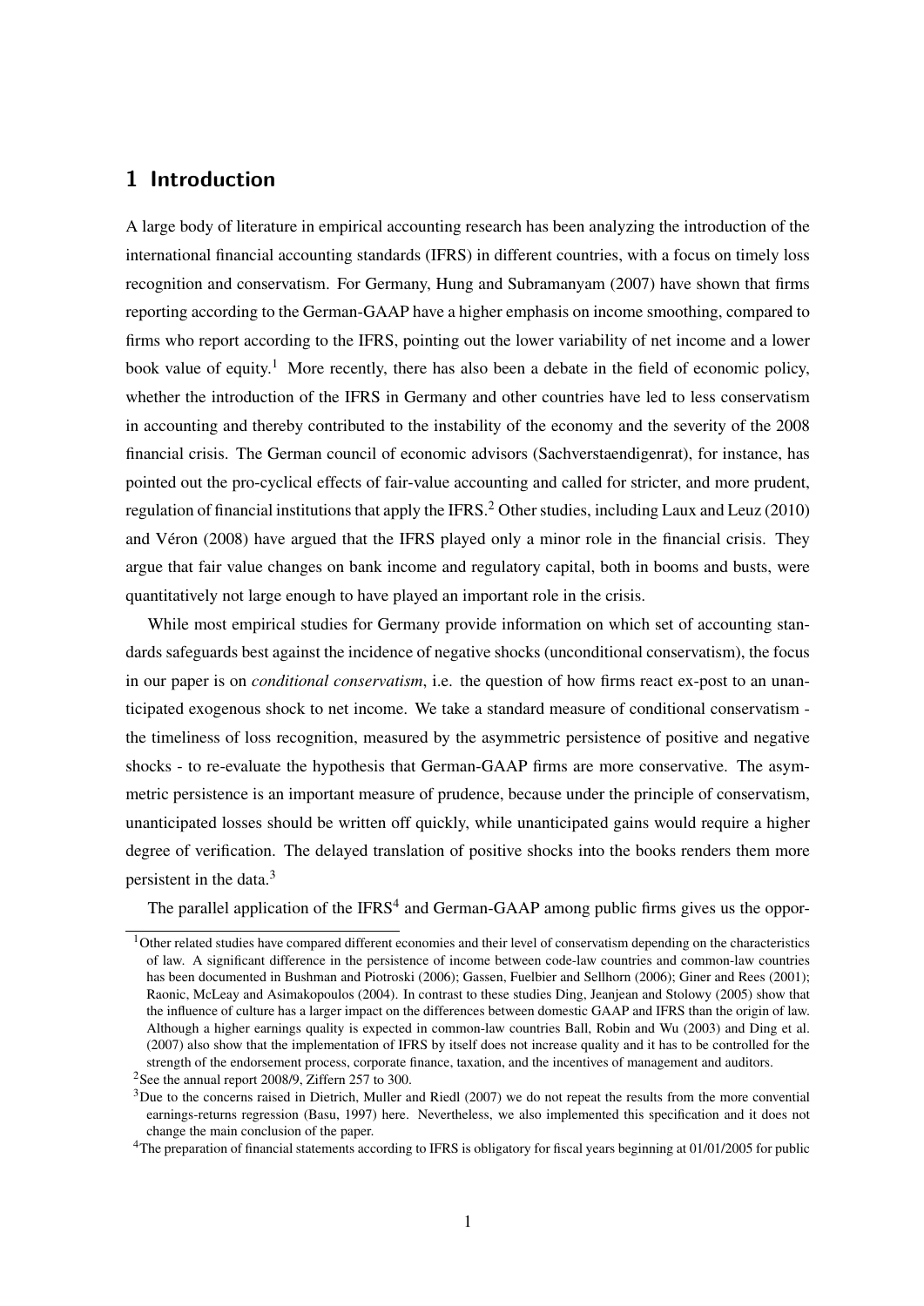# 1 Introduction

A large body of literature in empirical accounting research has been analyzing the introduction of the international financial accounting standards (IFRS) in different countries, with a focus on timely loss recognition and conservatism. For Germany, Hung and Subramanyam (2007) have shown that firms reporting according to the German-GAAP have a higher emphasis on income smoothing, compared to firms who report according to the IFRS, pointing out the lower variability of net income and a lower book value of equity.[1] More recently, there has also been a debate in the field of economic policy, whether the introduction of the IFRS in Germany and other countries have led to less conservatism in accounting and thereby contributed to the instability of the economy and the severity of the 2008 financial crisis. The German council of economic advisors (Sachverstaendigenrat), for instance, has pointed out the pro-cyclical effects of fair-value accounting and called for stricter, and more prudent, regulation of financial institutions that apply the IFRS.[2] Other studies, including Laux and Leuz (2010) and Véron (2008) have argued that the IFRS played only a minor role in the financial crisis. They argue that fair value changes on bank income and regulatory capital, both in booms and busts, were quantitatively not large enough to have played an important role in the crisis.

While most empirical studies for Germany provide information on which set of accounting standards safeguards best against the incidence of negative shocks (unconditional conservatism), the focus in our paper is on *conditional conservatism*, i.e. the question of how firms react ex-post to an unanticipated exogenous shock to net income. We take a standard measure of conditional conservatism - the timeliness of loss recognition, measured by the asymmetric persistence of positive and negative shocks - to re-evaluate the hypothesis that German-GAAP firms are more conservative. The asymmetric persistence is an important measure of prudence, because under the principle of conservatism, unanticipated losses should be written off quickly, while unanticipated gains would require a higher degree of verification. The delayed translation of positive shocks into the books renders them more persistent in the data.[3]

The parallel application of the IFRS[4] and German-GAAP among public firms gives us the oppor-

[1] Other related studies have compared different economies and their level of conservatism depending on the characteristics of law. A significant difference in the persistence of income between code-law countries and common-law countries has been documented in Bushman and Piotroski (2006); Gassen, Fuelbier and Sellhorn (2006); Giner and Rees (2001); Raonic, McLeay and Asimakopoulos (2004). In contrast to these studies Ding, Jeanjean and Stolowy (2005) show that the influence of culture has a larger impact on the differences between domestic GAAP and IFRS than the origin of law. Although a higher earnings quality is expected in common-law countries Ball, Robin and Wu (2003) and Ding et al. (2007) also show that the implementation of IFRS by itself does not increase quality and it has to be controlled for the strength of the endorsement process, corporate finance, taxation, and the incentives of management and auditors.

[2] See the annual report 2008/9, Ziffern 257 to 300.

[3] Due to the concerns raised in Dietrich, Muller and Riedl (2007) we do not repeat the results from the more convential earnings-returns regression (Basu, 1997) here. Nevertheless, we also implemented this specification and it does not change the main conclusion of the paper.

[4] The preparation of financial statements according to IFRS is obligatory for fiscal years beginning at 01/01/2005 for public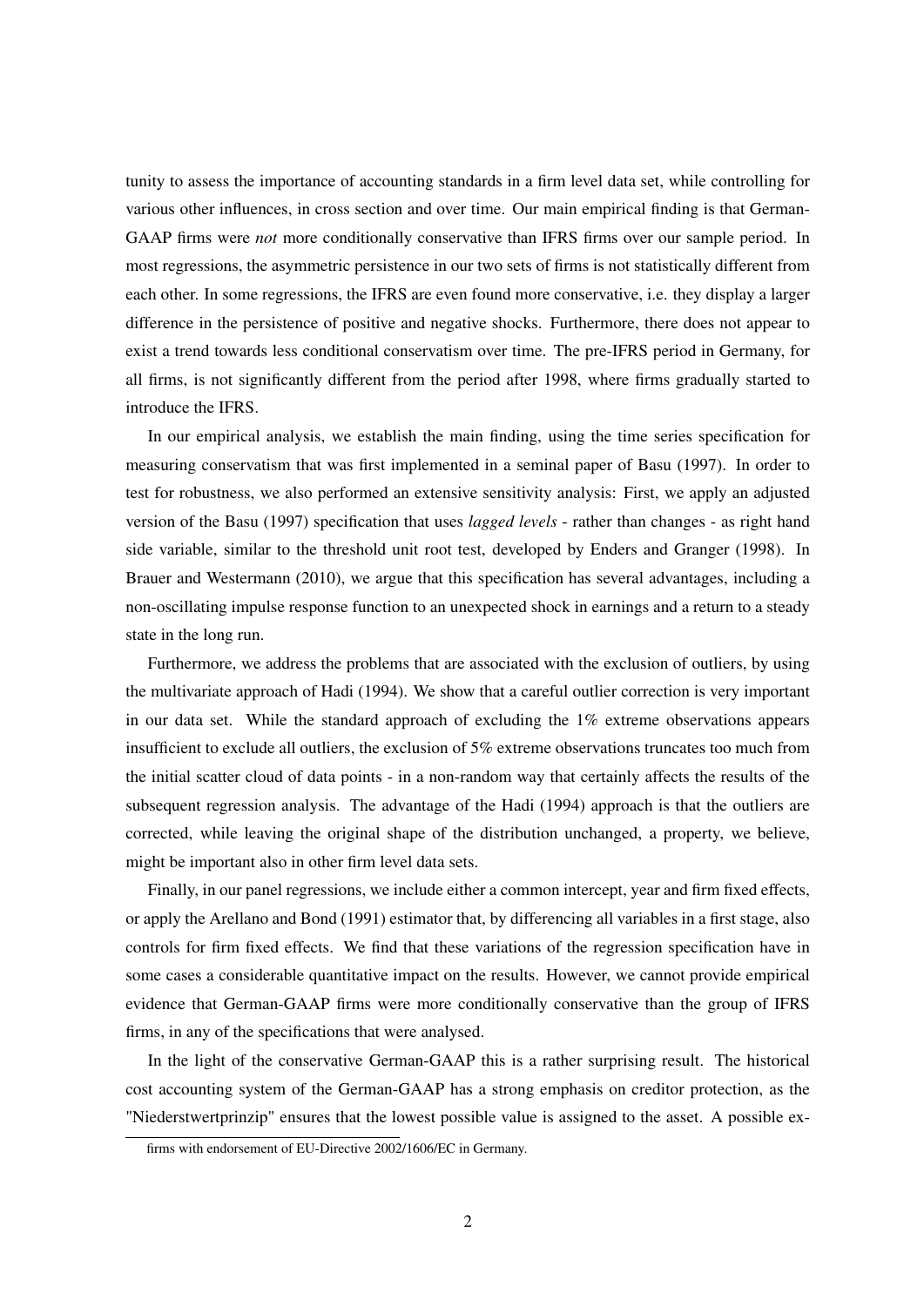tunity to assess the importance of accounting standards in a firm level data set, while controlling for various other influences, in cross section and over time. Our main empirical finding is that German-GAAP firms were *not* more conditionally conservative than IFRS firms over our sample period. In most regressions, the asymmetric persistence in our two sets of firms is not statistically different from each other. In some regressions, the IFRS are even found more conservative, i.e. they display a larger difference in the persistence of positive and negative shocks. Furthermore, there does not appear to exist a trend towards less conditional conservatism over time. The pre-IFRS period in Germany, for all firms, is not significantly different from the period after 1998, where firms gradually started to introduce the IFRS.

In our empirical analysis, we establish the main finding, using the time series specification for measuring conservatism that was first implemented in a seminal paper of Basu (1997). In order to test for robustness, we also performed an extensive sensitivity analysis: First, we apply an adjusted version of the Basu (1997) specification that uses *lagged levels* - rather than changes - as right hand side variable, similar to the threshold unit root test, developed by Enders and Granger (1998). In Brauer and Westermann (2010), we argue that this specification has several advantages, including a non-oscillating impulse response function to an unexpected shock in earnings and a return to a steady state in the long run.

Furthermore, we address the problems that are associated with the exclusion of outliers, by using the multivariate approach of Hadi (1994). We show that a careful outlier correction is very important in our data set. While the standard approach of excluding the 1% extreme observations appears insufficient to exclude all outliers, the exclusion of 5% extreme observations truncates too much from the initial scatter cloud of data points - in a non-random way that certainly affects the results of the subsequent regression analysis. The advantage of the Hadi (1994) approach is that the outliers are corrected, while leaving the original shape of the distribution unchanged, a property, we believe, might be important also in other firm level data sets.

Finally, in our panel regressions, we include either a common intercept, year and firm fixed effects, or apply the Arellano and Bond (1991) estimator that, by differencing all variables in a first stage, also controls for firm fixed effects. We find that these variations of the regression specification have in some cases a considerable quantitative impact on the results. However, we cannot provide empirical evidence that German-GAAP firms were more conditionally conservative than the group of IFRS firms, in any of the specifications that were analysed.

In the light of the conservative German-GAAP this is a rather surprising result. The historical cost accounting system of the German-GAAP has a strong emphasis on creditor protection, as the "Niederstwertprinzip" ensures that the lowest possible value is assigned to the asset. A possible ex-

firms with endorsement of EU-Directive 2002/1606/EC in Germany.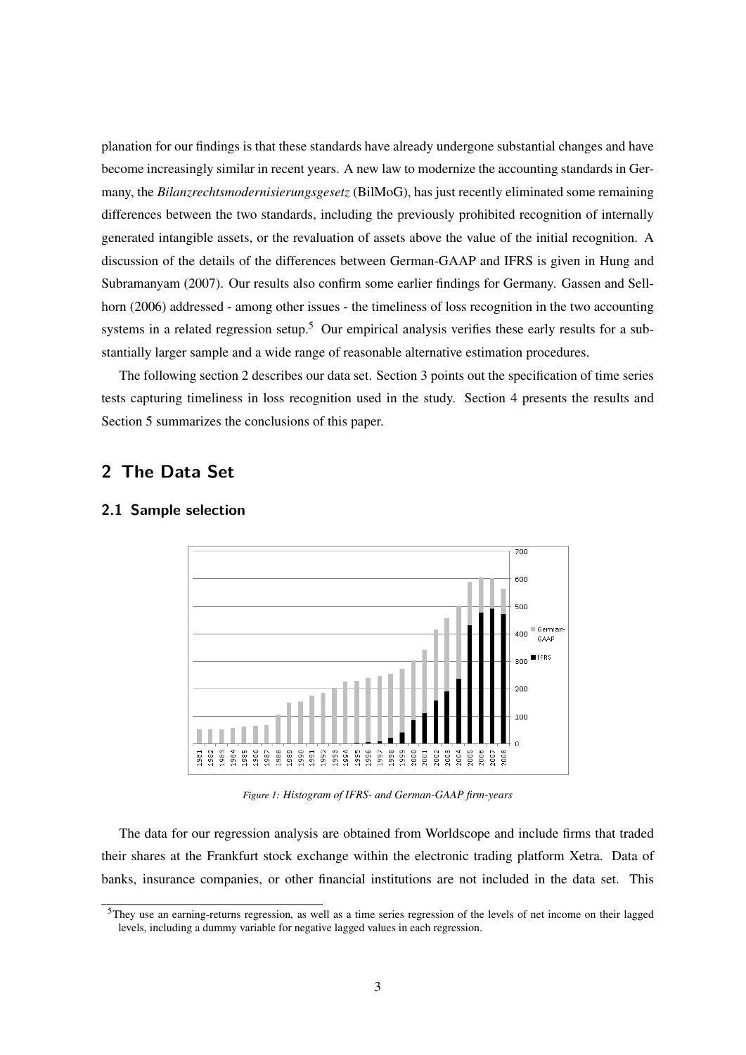planation for our findings is that these standards have already undergone substantial changes and have become increasingly similar in recent years. A new law to modernize the accounting standards in Germany, the *Bilanzrechtsmodernisierungsgesetz* (BilMoG), has just recently eliminated some remaining differences between the two standards, including the previously prohibited recognition of internally generated intangible assets, or the revaluation of assets above the value of the initial recognition. A discussion of the details of the differences between German-GAAP and IFRS is given in Hung and Subramanyam (2007). Our results also confirm some earlier findings for Germany. Gassen and Sellhorn (2006) addressed - among other issues - the timeliness of loss recognition in the two accounting systems in a related regression setup.[5] Our empirical analysis verifies these early results for a substantially larger sample and a wide range of reasonable alternative estimation procedures.

The following section 2 describes our data set. Section 3 points out the specification of time series tests capturing timeliness in loss recognition used in the study. Section 4 presents the results and Section 5 summarizes the conclusions of this paper.

## 2 The Data Set

### 2.1 Sample selection

*Figure 1: Histogram of IFRS- and German-GAAP firm-years*

The data for our regression analysis are obtained from Worldscope and include firms that traded their shares at the Frankfurt stock exchange within the electronic trading platform Xetra. Data of banks, insurance companies, or other financial institutions are not included in the data set. This

[5] They use an earning-returns regression, as well as a time series regression of the levels of net income on their lagged levels, including a dummy variable for negative lagged values in each regression.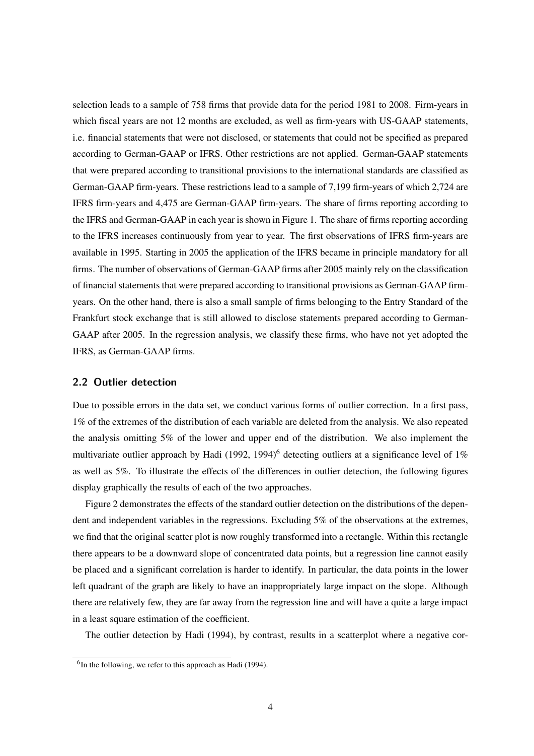selection leads to a sample of 758 firms that provide data for the period 1981 to 2008. Firm-years in which fiscal years are not 12 months are excluded, as well as firm-years with US-GAAP statements, i.e. financial statements that were not disclosed, or statements that could not be specified as prepared according to German-GAAP or IFRS. Other restrictions are not applied. German-GAAP statements that were prepared according to transitional provisions to the international standards are classified as German-GAAP firm-years. These restrictions lead to a sample of 7,199 firm-years of which 2,724 are IFRS firm-years and 4,475 are German-GAAP firm-years. The share of firms reporting according to the IFRS and German-GAAP in each year is shown in Figure 1. The share of firms reporting according to the IFRS increases continuously from year to year. The first observations of IFRS firm-years are available in 1995. Starting in 2005 the application of the IFRS became in principle mandatory for all firms. The number of observations of German-GAAP firms after 2005 mainly rely on the classification of financial statements that were prepared according to transitional provisions as German-GAAP firm-years. On the other hand, there is also a small sample of firms belonging to the Entry Standard of the Frankfurt stock exchange that is still allowed to disclose statements prepared according to German-GAAP after 2005. In the regression analysis, we classify these firms, who have not yet adopted the IFRS, as German-GAAP firms.

## 2.2 Outlier detection

Due to possible errors in the data set, we conduct various forms of outlier correction. In a first pass, 1% of the extremes of the distribution of each variable are deleted from the analysis. We also repeated the analysis omitting 5% of the lower and upper end of the distribution. We also implement the multivariate outlier approach by Hadi (1992, 1994)[6] detecting outliers at a significance level of 1% as well as 5%. To illustrate the effects of the differences in outlier detection, the following figures display graphically the results of each of the two approaches.

Figure 2 demonstrates the effects of the standard outlier detection on the distributions of the dependent and independent variables in the regressions. Excluding 5% of the observations at the extremes, we find that the original scatter plot is now roughly transformed into a rectangle. Within this rectangle there appears to be a downward slope of concentrated data points, but a regression line cannot easily be placed and a significant correlation is harder to identify. In particular, the data points in the lower left quadrant of the graph are likely to have an inappropriately large impact on the slope. Although there are relatively few, they are far away from the regression line and will have a quite a large impact in a least square estimation of the coefficient.

The outlier detection by Hadi (1994), by contrast, results in a scatterplot where a negative cor-

[6] In the following, we refer to this approach as Hadi (1994).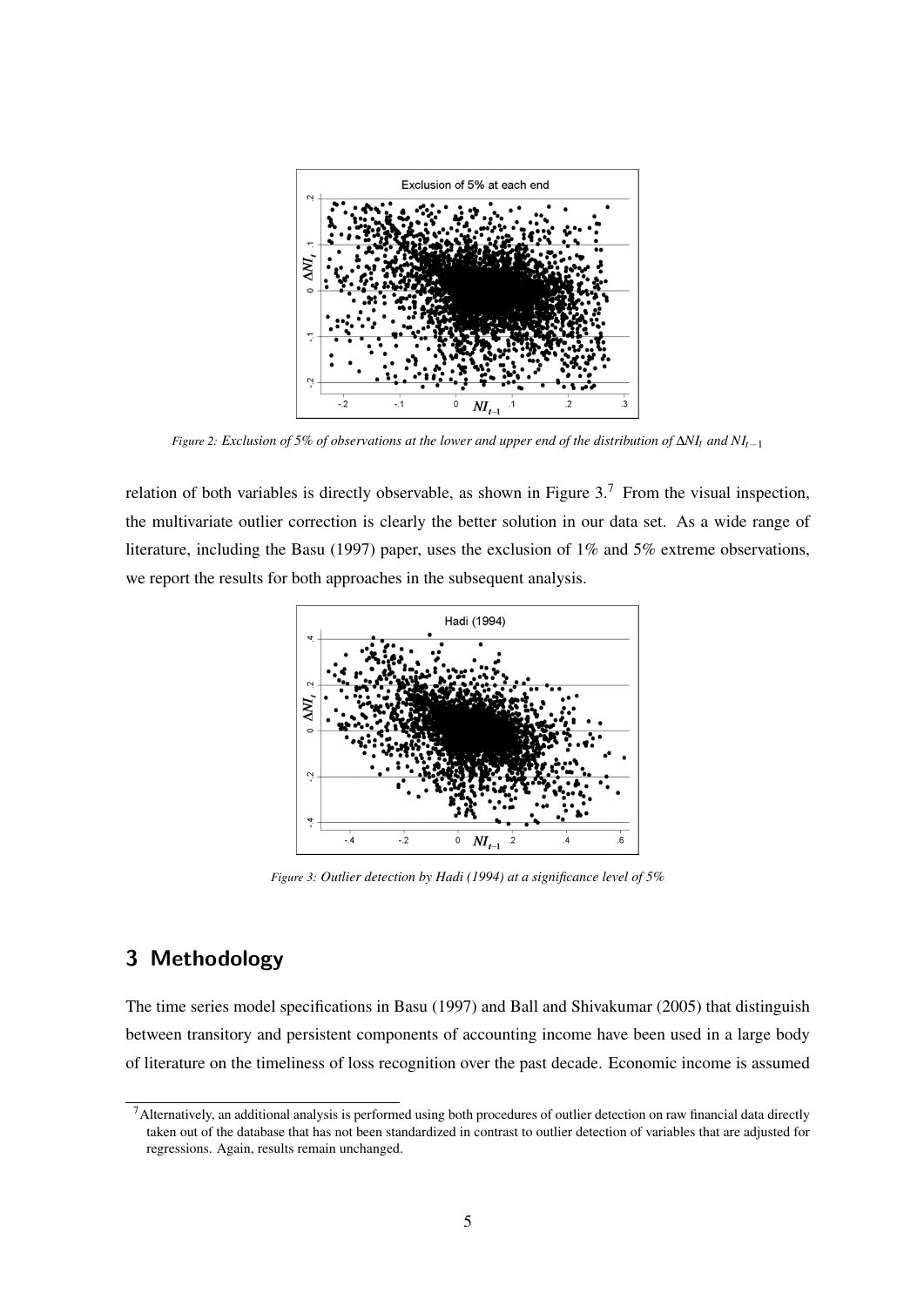*Figure 2: Exclusion of 5% of observations at the lower and upper end of the distribution of $\Delta NI_t$ and $NI_{t-1}$*

relation of both variables is directly observable, as shown in Figure 3.[7] From the visual inspection, the multivariate outlier correction is clearly the better solution in our data set. As a wide range of literature, including the Basu (1997) paper, uses the exclusion of 1% and 5% extreme observations, we report the results for both approaches in the subsequent analysis.

*Figure 3: Outlier detection by Hadi (1994) at a significance level of 5%*

## 3 Methodology

The time series model specifications in Basu (1997) and Ball and Shivakumar (2005) that distinguish between transitory and persistent components of accounting income have been used in a large body of literature on the timeliness of loss recognition over the past decade. Economic income is assumed

[7] Alternatively, an additional analysis is performed using both procedures of outlier detection on raw financial data directly taken out of the database that has not been standardized in contrast to outlier detection of variables that are adjusted for regressions. Again, results remain unchanged.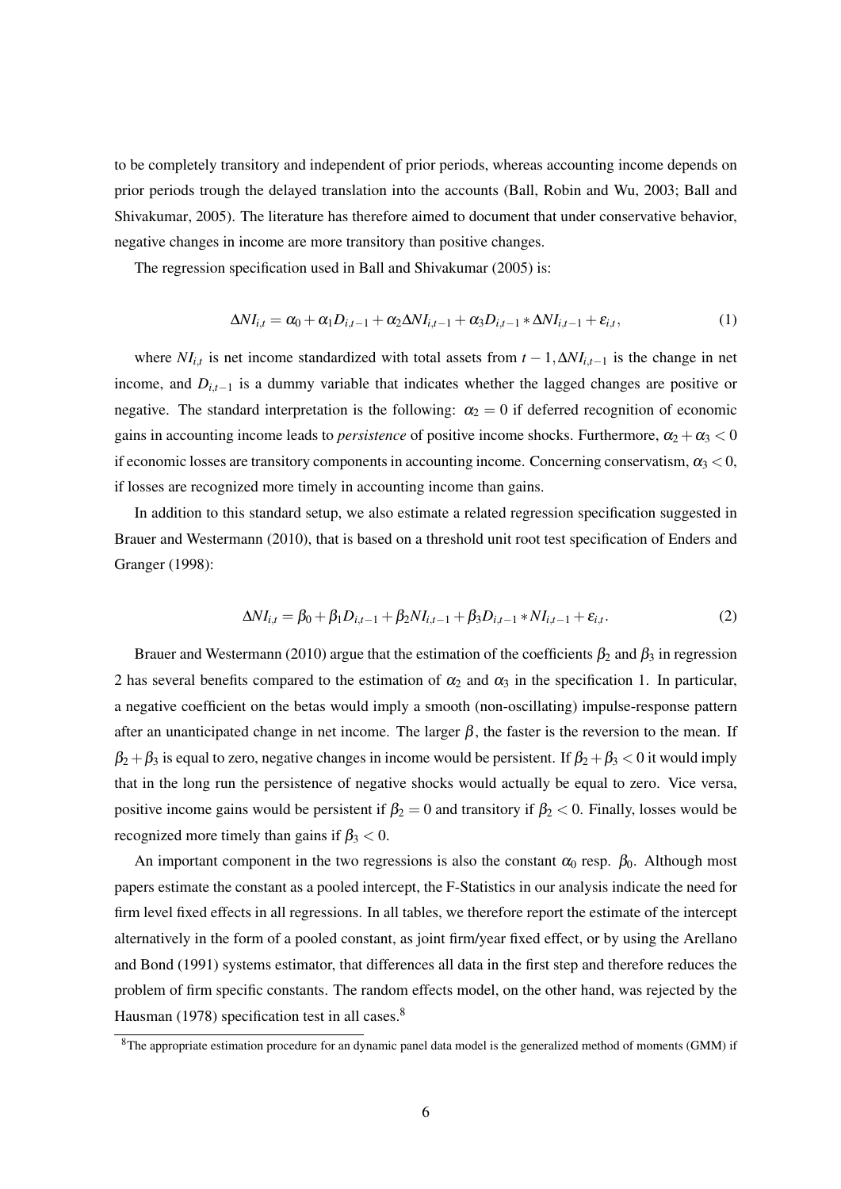to be completely transitory and independent of prior periods, whereas accounting income depends on prior periods trough the delayed translation into the accounts (Ball, Robin and Wu, 2003; Ball and Shivakumar, 2005). The literature has therefore aimed to document that under conservative behavior, negative changes in income are more transitory than positive changes.

The regression specification used in Ball and Shivakumar (2005) is:

$$\Delta NI_{i,t} = \alpha_0 + \alpha_1 D_{i,t-1} + \alpha_2 \Delta NI_{i,t-1} + \alpha_3 D_{i,t-1} * \Delta NI_{i,t-1} + \varepsilon_{i,t}, \tag{1}$$

where $NI_{i,t}$ is net income standardized with total assets from $t-1, \Delta NI_{i,t-1}$ is the change in net income, and $D_{i,t-1}$ is a dummy variable that indicates whether the lagged changes are positive or negative. The standard interpretation is the following: $\alpha_2 = 0$ if deferred recognition of economic gains in accounting income leads to *persistence* of positive income shocks. Furthermore, $\alpha_2 + \alpha_3 < 0$ if economic losses are transitory components in accounting income. Concerning conservatism, $\alpha_3 < 0$, if losses are recognized more timely in accounting income than gains.

In addition to this standard setup, we also estimate a related regression specification suggested in Brauer and Westermann (2010), that is based on a threshold unit root test specification of Enders and Granger (1998):

$$\Delta NI_{i,t} = \beta_0 + \beta_1 D_{i,t-1} + \beta_2 NI_{i,t-1} + \beta_3 D_{i,t-1} * NI_{i,t-1} + \varepsilon_{i,t}. \tag{2}$$

Brauer and Westermann (2010) argue that the estimation of the coefficients $\beta_2$ and $\beta_3$ in regression 2 has several benefits compared to the estimation of $\alpha_2$ and $\alpha_3$ in the specification 1. In particular, a negative coefficient on the betas would imply a smooth (non-oscillating) impulse-response pattern after an unanticipated change in net income. The larger $\beta$, the faster is the reversion to the mean. If $\beta_2 + \beta_3$ is equal to zero, negative changes in income would be persistent. If $\beta_2 + \beta_3 < 0$ it would imply that in the long run the persistence of negative shocks would actually be equal to zero. Vice versa, positive income gains would be persistent if $\beta_2 = 0$ and transitory if $\beta_2 < 0$. Finally, losses would be recognized more timely than gains if $\beta_3 < 0$.

An important component in the two regressions is also the constant $\alpha_0$ resp. $\beta_0$. Although most papers estimate the constant as a pooled intercept, the F-Statistics in our analysis indicate the need for firm level fixed effects in all regressions. In all tables, we therefore report the estimate of the intercept alternatively in the form of a pooled constant, as joint firm/year fixed effect, or by using the Arellano and Bond (1991) systems estimator, that differences all data in the first step and therefore reduces the problem of firm specific constants. The random effects model, on the other hand, was rejected by the Hausman (1978) specification test in all cases.[8]

[8]The appropriate estimation procedure for an dynamic panel data model is the generalized method of moments (GMM) if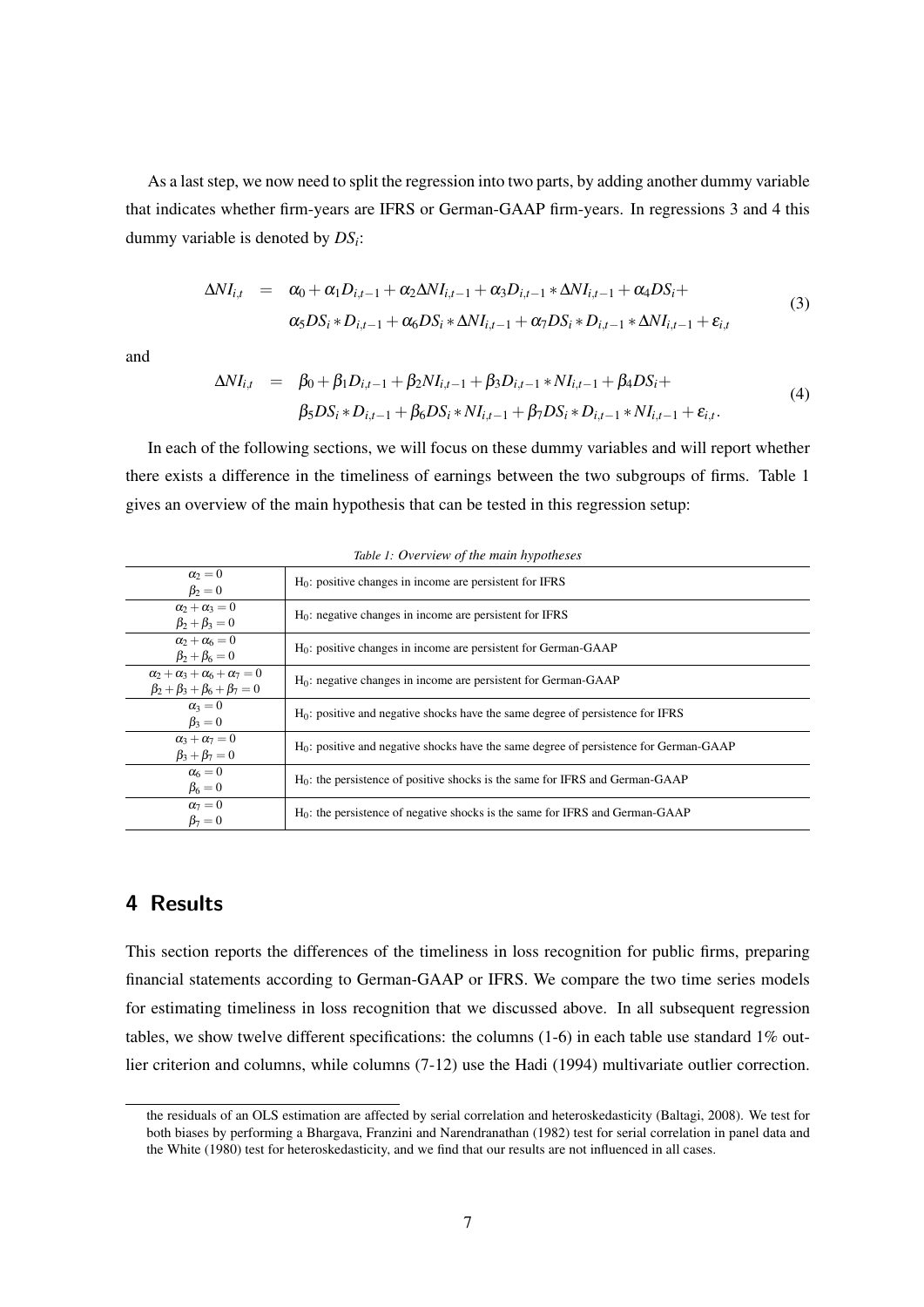As a last step, we now need to split the regression into two parts, by adding another dummy variable that indicates whether firm-years are IFRS or German-GAAP firm-years. In regressions 3 and 4 this dummy variable is denoted by $DS_i$:

$$
\begin{aligned}
\Delta NI_{i,t} \quad = \quad & \alpha_0 + \alpha_1 D_{i,t-1} + \alpha_2 \Delta NI_{i,t-1} + \alpha_3 D_{i,t-1} * \Delta NI_{i,t-1} + \alpha_4 DS_i + \\
& \alpha_5 DS_i * D_{i,t-1} + \alpha_6 DS_i * \Delta NI_{i,t-1} + \alpha_7 DS_i * D_{i,t-1} * \Delta NI_{i,t-1} + \varepsilon_{i,t}
\end{aligned} \tag{3}
$$

and

$$
\begin{aligned}
\Delta NI_{i,t} \quad = \quad & \beta_0 + \beta_1 D_{i,t-1} + \beta_2 NI_{i,t-1} + \beta_3 D_{i,t-1} * NI_{i,t-1} + \beta_4 DS_i + \\
& \beta_5 DS_i * D_{i,t-1} + \beta_6 DS_i * NI_{i,t-1} + \beta_7 DS_i * D_{i,t-1} * NI_{i,t-1} + \varepsilon_{i,t}.
\end{aligned} \tag{4}
$$

In each of the following sections, we will focus on these dummy variables and will report whether there exists a difference in the timeliness of earnings between the two subgroups of firms. Table 1 gives an overview of the main hypothesis that can be tested in this regression setup:

*Table 1: Overview of the main hypotheses*

| | |
|---|---|
| $\alpha_2 = 0$<br>$\beta_2 = 0$ | $H_0$: positive changes in income are persistent for IFRS |
| $\alpha_2 + \alpha_3 = 0$<br>$\beta_2 + \beta_3 = 0$ | $H_0$: negative changes in income are persistent for IFRS |
| $\alpha_2 + \alpha_6 = 0$<br>$\beta_2 + \beta_6 = 0$ | $H_0$: positive changes in income are persistent for German-GAAP |
| $\alpha_2 + \alpha_3 + \alpha_6 + \alpha_7 = 0$<br>$\beta_2 + \beta_3 + \beta_6 + \beta_7 = 0$ | $H_0$: negative changes in income are persistent for German-GAAP |
| $\alpha_3 = 0$<br>$\beta_3 = 0$ | $H_0$: positive and negative shocks have the same degree of persistence for IFRS |
| $\alpha_3 + \alpha_7 = 0$<br>$\beta_3 + \beta_7 = 0$ | $H_0$: positive and negative shocks have the same degree of persistence for German-GAAP |
| $\alpha_6 = 0$<br>$\beta_6 = 0$ | $H_0$: the persistence of positive shocks is the same for IFRS and German-GAAP |
| $\alpha_7 = 0$<br>$\beta_7 = 0$ | $H_0$: the persistence of negative shocks is the same for IFRS and German-GAAP |

## 4 Results

This section reports the differences of the timeliness in loss recognition for public firms, preparing financial statements according to German-GAAP or IFRS. We compare the two time series models for estimating timeliness in loss recognition that we discussed above. In all subsequent regression tables, we show twelve different specifications: the columns (1-6) in each table use standard 1% outlier criterion and columns, while columns (7-12) use the Hadi (1994) multivariate outlier correction.

the residuals of an OLS estimation are affected by serial correlation and heteroskedasticity (Baltagi, 2008). We test for both biases by performing a Bhargava, Franzini and Narendranathan (1982) test for serial correlation in panel data and the White (1980) test for heteroskedasticity, and we find that our results are not influenced in all cases.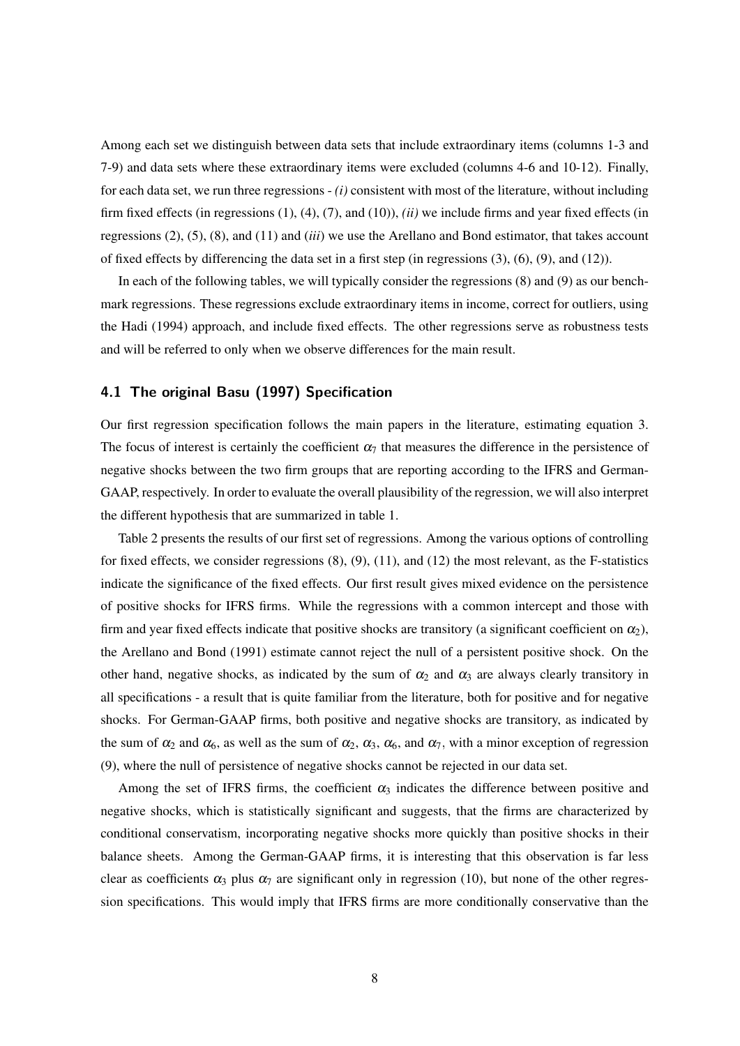Among each set we distinguish between data sets that include extraordinary items (columns 1-3 and 7-9) and data sets where these extraordinary items were excluded (columns 4-6 and 10-12). Finally, for each data set, we run three regressions - *(i)* consistent with most of the literature, without including firm fixed effects (in regressions (1), (4), (7), and (10)), *(ii)* we include firms and year fixed effects (in regressions (2), (5), (8), and (11) and *(iii)* we use the Arellano and Bond estimator, that takes account of fixed effects by differencing the data set in a first step (in regressions (3), (6), (9), and (12)).

In each of the following tables, we will typically consider the regressions (8) and (9) as our benchmark regressions. These regressions exclude extraordinary items in income, correct for outliers, using the Hadi (1994) approach, and include fixed effects. The other regressions serve as robustness tests and will be referred to only when we observe differences for the main result.

### 4.1 The original Basu (1997) Specification

Our first regression specification follows the main papers in the literature, estimating equation 3. The focus of interest is certainly the coefficient $\alpha_7$ that measures the difference in the persistence of negative shocks between the two firm groups that are reporting according to the IFRS and German-GAAP, respectively. In order to evaluate the overall plausibility of the regression, we will also interpret the different hypothesis that are summarized in table 1.

Table 2 presents the results of our first set of regressions. Among the various options of controlling for fixed effects, we consider regressions (8), (9), (11), and (12) the most relevant, as the F-statistics indicate the significance of the fixed effects. Our first result gives mixed evidence on the persistence of positive shocks for IFRS firms. While the regressions with a common intercept and those with firm and year fixed effects indicate that positive shocks are transitory (a significant coefficient on $\alpha_2$), the Arellano and Bond (1991) estimate cannot reject the null of a persistent positive shock. On the other hand, negative shocks, as indicated by the sum of $\alpha_2$ and $\alpha_3$ are always clearly transitory in all specifications - a result that is quite familiar from the literature, both for positive and for negative shocks. For German-GAAP firms, both positive and negative shocks are transitory, as indicated by the sum of $\alpha_2$ and $\alpha_6$, as well as the sum of $\alpha_2$, $\alpha_3$, $\alpha_6$, and $\alpha_7$, with a minor exception of regression (9), where the null of persistence of negative shocks cannot be rejected in our data set.

Among the set of IFRS firms, the coefficient $\alpha_3$ indicates the difference between positive and negative shocks, which is statistically significant and suggests, that the firms are characterized by conditional conservatism, incorporating negative shocks more quickly than positive shocks in their balance sheets. Among the German-GAAP firms, it is interesting that this observation is far less clear as coefficients $\alpha_3$ plus $\alpha_7$ are significant only in regression (10), but none of the other regression specifications. This would imply that IFRS firms are more conditionally conservative than the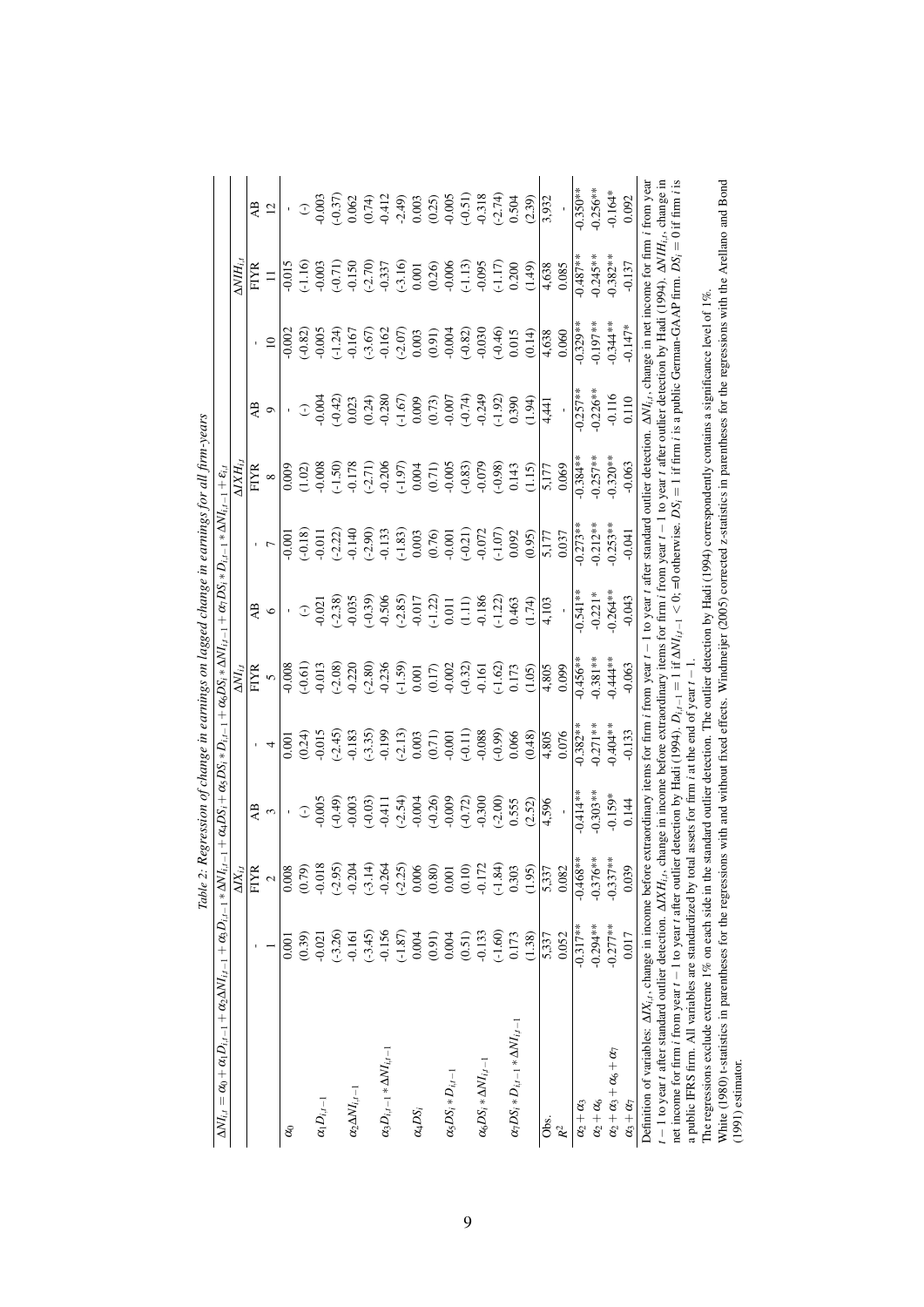Table 2: Regression of change in earnings on lagged change in earnings for all firm-years

$\Delta NI_{i,t} = \alpha_0 + \alpha_1 D_{i,t-1} + \alpha_2 \Delta NI_{i,t-1} + \alpha_3 D_{i,t-1} * \Delta NI_{i,t-1} + \alpha_4 DS_i + \alpha_5 DS_i * D_{i,t-1} + \alpha_6 DS_i * \Delta NI_{i,t-1} + \alpha_7 DS_i * D_{i,t-1} * \Delta NI_{i,t-1} + \varepsilon_{i,t}$

| | $\Delta IX_{i,t}$ | | | $\Delta NI_{i,t}$ | | | $\Delta IXH_{i,t}$ | | | $\Delta NIH_{i,t}$ | | |
|---|---|---|---|---|---|---|---|---|---|---|---|---|
| | - | FIYR | AB | - | FIYR | AB | - | FIYR | AB | - | FIYR | AB |
| | 1 | 2 | 3 | 4 | 5 | 6 | 7 | 8 | 9 | 10 | 11 | 12 |
| $\alpha_0$ | 0.001 | 0.008 | - | 0.001 | -0.008 | - | -0.001 | 0.009 | - | -0.002 | -0.015 | - |
| | (0.39) | (0.79) | (-) | (0.24) | (-0.61) | (-) | (-0.18) | (1.02) | (-) | (-0.82) | (-1.16) | (-) |
| $\alpha_1 D_{i,t-1}$ | -0.021 | -0.018 | -0.005 | -0.015 | -0.013 | -0.021 | -0.011 | -0.008 | -0.004 | -0.005 | -0.003 | -0.003 |
| | (-3.26) | (-2.95) | (-0.49) | (-2.45) | (-2.08) | (-2.38) | (-2.22) | (-1.50) | (-0.42) | (-1.24) | (-0.71) | (-0.37) |
| $\alpha_2 \Delta NI_{i,t-1}$ | -0.161 | -0.204 | -0.003 | -0.183 | -0.220 | -0.035 | -0.140 | -0.178 | 0.023 | -0.167 | -0.150 | 0.062 |
| | (-3.45) | (-3.14) | (-0.03) | (-3.35) | (-2.80) | (-0.39) | (-2.90) | (-2.71) | (0.24) | (-3.67) | (-2.70) | (0.74) |
| $\alpha_3 D_{i,t-1} * \Delta NI_{i,t-1}$ | -0.156 | -0.264 | -0.411 | -0.199 | -0.236 | -0.506 | -0.133 | -0.206 | -0.280 | -0.162 | -0.337 | -0.412 |
| | (-1.87) | (-2.25) | (-2.54) | (-2.13) | (-1.59) | (-2.85) | (-1.83) | (-1.97) | (-1.67) | (-2.07) | (-3.16) | (-2.49) |
| $\alpha_4 DS_i$ | 0.004 | 0.006 | -0.004 | 0.003 | 0.001 | -0.017 | 0.003 | 0.004 | 0.009 | 0.003 | 0.001 | 0.003 |
| | (0.91) | (0.80) | (-0.26) | (0.71) | (0.17) | (-1.22) | (0.76) | (0.71) | (0.73) | (0.91) | (0.26) | (0.25) |
| $\alpha_5 DS_i * D_{i,t-1}$ | 0.004 | 0.001 | -0.009 | -0.001 | -0.002 | 0.011 | -0.001 | -0.005 | -0.007 | -0.004 | -0.006 | -0.005 |
| | (0.51) | (0.10) | (-0.72) | (-0.11) | (-0.32) | (1.11) | (-0.21) | (-0.83) | (-0.74) | (-0.82) | (-1.13) | (-0.51) |
| $\alpha_6 DS_i * \Delta NI_{i,t-1}$ | -0.133 | -0.172 | -0.300 | -0.088 | -0.161 | -0.186 | -0.072 | -0.079 | -0.249 | -0.030 | -0.095 | -0.318 |
| | (-1.60) | (-1.84) | (-2.00) | (-0.99) | (-1.62) | (-1.22) | (-1.07) | (-0.98) | (-1.92) | (-0.46) | (-1.17) | (-2.74) |
| $\alpha_7 DS_i * D_{i,t-1} * \Delta NI_{i,t-1}$ | 0.173 | 0.303 | 0.555 | 0.066 | 0.173 | 0.463 | 0.092 | 0.143 | 0.390 | 0.015 | 0.200 | 0.504 |
| | (1.38) | (1.95) | (2.52) | (0.48) | (1.05) | (1.74) | (0.95) | (1.15) | (1.94) | (0.14) | (1.49) | (2.39) |
| Obs. | 5,337 | 5,337 | 4,596 | 4,805 | 4,805 | 4,103 | 5,177 | 5,177 | 4,441 | 4,638 | 4,638 | 3,932 |
| $R^2$ | 0.052 | 0.082 | - | 0.076 | 0.099 | - | 0.037 | 0.069 | - | 0.060 | 0.085 | - |
| $\alpha_2 + \alpha_3$ | -0.317** | -0.468** | -0.414** | -0.382** | -0.456** | -0.541** | -0.273** | -0.384** | -0.257** | -0.329** | -0.487** | -0.350** |
| $\alpha_2 + \alpha_6$ | -0.294** | -0.376** | -0.303** | -0.271** | -0.381** | -0.221* | -0.212** | -0.257** | -0.226** | -0.197** | -0.245** | -0.256** |
| $\alpha_2 + \alpha_3 + \alpha_6 + \alpha_7$ | -0.277** | -0.337** | -0.159* | -0.404** | -0.444** | -0.264** | -0.253** | -0.320** | -0.116 | -0.344** | -0.382** | -0.164* |
| $\alpha_3 + \alpha_7$ | 0.017 | 0.039 | 0.144 | -0.133 | -0.063 | -0.043 | -0.041 | -0.063 | 0.110 | -0.147* | -0.137 | 0.092 |

Definition of variables: $\Delta IX_{i,t}$, change in income before extraordinary items for firm $i$ from year $t-1$ to year $t$ after standard outlier detection. $\Delta NI_{i,t}$, change in net income for firm $i$ from year $t-1$ to year $t$ after standard outlier detection. $\Delta IXH_{i,t}$, change in income before extraordinary items for firm $i$ from year $t-1$ to year $t$ after outlier detection by Hadi (1994). $\Delta NIH_{i,t}$, change in net income for firm $i$ from year $t-1$ to year $t$ after outlier detection by Hadi (1994). $D_{i,t-1} = 1$ if $\Delta NI_{i,t-1} < 0$; =0 otherwise. $DS_i = 1$ if firm $i$ is a public German-GAAP firm. $DS_i = 0$ if firm $i$ is a public IFRS firm. All variables are standardized by total assets for firm $i$ at the end of year $t-1$.

The regressions exclude extreme 1% on each side in the standard outlier detection. The outlier detection by Hadi (1994) correspondently contains a significance level of 1%.

White (1980) t-statistics in parentheses for the regressions with and without fixed effects. Windmeijer (2005) corrected z-statistics in parentheses for the regressions with the Arellano and Bond (1991) estimator.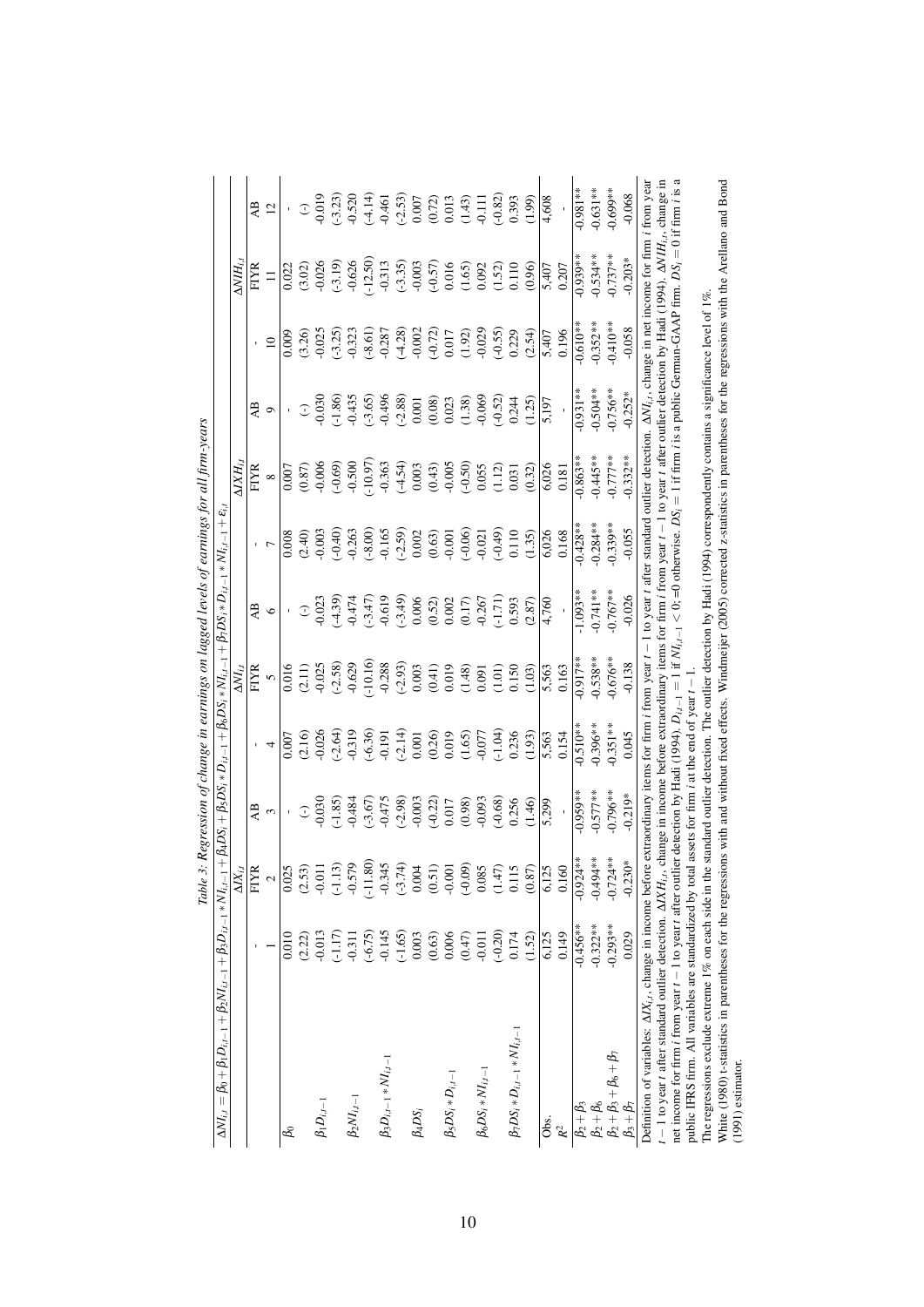Table 3: Regression of change in earnings on lagged levels of earnings for all firm-years

$\Delta NI_{i,t} = \beta_0 + \beta_1 D_{i,t-1} + \beta_2 NI_{i,t-1} + \beta_3 D_{i,t-1} * NI_{i,t-1} + \beta_4 DS_i + \beta_5 DS_i * D_{i,t-1} + \beta_6 DS_i * NI_{i,t-1} + \beta_7 DS_i * D_{i,t-1} * NI_{i,t-1} + \varepsilon_{i,t}$

| | $\Delta IX_{i,t}$ | | | $\Delta NI_{i,t}$ | | | $\Delta IXH_{i,t}$ | | | $\Delta NIH_{i,t}$ | | |
|---|---|---|---|---|---|---|---|---|---|---|---|---|
| | - | FIYR | AB | - | FIYR | AB | - | FIYR | AB | - | FIYR | AB |
| | 1 | 2 | 3 | 4 | 5 | 6 | 7 | 8 | 9 | 10 | 11 | 12 |
| $\beta_0$ | 0.010 | 0.025 | - | 0.007 | 0.016 | - | 0.008 | 0.007 | - | 0.009 | 0.022 | - |
| | (2.22) | (2.53) | (-) | (2.16) | (2.11) | (-) | (2.40) | (0.87) | (-) | (3.26) | (3.02) | (-) |
| $\beta_1 D_{i,t-1}$ | -0.013 | -0.011 | -0.030 | -0.026 | -0.025 | -0.023 | -0.003 | -0.006 | -0.030 | -0.025 | -0.026 | -0.019 |
| | (-1.17) | (-1.13) | (-1.85) | (-2.64) | (-2.58) | (-4.39) | (-0.40) | (-0.69) | (-1.86) | (-3.25) | (-3.19) | (-3.23) |
| $\beta_2 NI_{i,t-1}$ | -0.311 | -0.579 | -0.484 | -0.319 | -0.629 | -0.474 | -0.263 | -0.500 | -0.435 | -0.323 | -0.626 | -0.520 |
| | (-6.75) | (-11.80) | (-3.67) | (-6.36) | (-10.16) | (-3.47) | (-8.00) | (-10.97) | (-3.65) | (-8.61) | (-12.50) | (-4.14) |
| $\beta_3 D_{i,t-1} * NI_{i,t-1}$ | -0.145 | -0.345 | -0.475 | -0.191 | -0.288 | -0.619 | -0.165 | -0.363 | -0.496 | -0.287 | -0.313 | -0.461 |
| | (-1.65) | (-3.74) | (-2.98) | (-2.14) | (-2.93) | (-3.49) | (-2.59) | (-4.54) | (-2.88) | (-4.28) | (-3.35) | (-2.53) |
| $\beta_4 DS_i$ | 0.003 | 0.004 | -0.003 | 0.001 | 0.003 | 0.006 | 0.002 | 0.003 | 0.001 | -0.002 | -0.003 | 0.007 |
| | (0.63) | (0.51) | (-0.22) | (0.26) | (0.41) | (0.52) | (0.63) | (0.43) | (0.08) | (-0.72) | (-0.57) | (0.72) |
| $\beta_5 DS_i * D_{i,t-1}$ | 0.006 | -0.001 | 0.017 | 0.019 | 0.019 | 0.002 | -0.001 | -0.005 | 0.023 | 0.017 | 0.016 | 0.013 |
| | (0.47) | (-0.09) | (0.98) | (1.65) | (1.48) | (0.17) | (-0.06) | (-0.50) | (1.38) | (1.92) | (1.65) | (1.43) |
| $\beta_6 DS_i * NI_{i,t-1}$ | -0.011 | 0.085 | -0.093 | -0.077 | 0.091 | -0.267 | -0.021 | 0.055 | -0.069 | -0.029 | 0.092 | -0.111 |
| | (-0.20) | (1.47) | (-0.68) | (-1.04) | (1.01) | (-1.71) | (-0.49) | (1.12) | (-0.52) | (-0.55) | (1.52) | (-0.82) |
| $\beta_7 DS_i * D_{i,t-1} * NI_{i,t-1}$ | 0.174 | 0.115 | 0.256 | 0.236 | 0.150 | 0.593 | 0.110 | 0.031 | 0.244 | 0.229 | 0.110 | 0.393 |
| | (1.52) | (0.87) | (1.46) | (1.93) | (1.03) | (2.87) | (1.35) | (0.32) | (1.25) | (2.54) | (0.96) | (1.99) |
| Obs. | 6,125 | 6,125 | 5,299 | 5,563 | 5,563 | 4,760 | 6,026 | 6,026 | 5,197 | 5,407 | 5,407 | 4,608 |
| $R^2$ | 0.149 | 0.160 | - | 0.154 | 0.163 | - | 0.168 | 0.181 | - | 0.196 | 0.207 | - |
| $\beta_2 + \beta_3$ | -0.456** | -0.924** | -0.959** | -0.510** | -0.917** | -1.093** | -0.428** | -0.863** | -0.931** | -0.610** | -0.939** | -0.981** |
| $\beta_2 + \beta_6$ | -0.322** | -0.494** | -0.577** | -0.396** | -0.538** | -0.741** | -0.284** | -0.445** | -0.504** | -0.352** | -0.534** | -0.631** |
| $\beta_2 + \beta_3 + \beta_6 + \beta_7$ | -0.293** | -0.724** | -0.796** | -0.351** | -0.676** | -0.767** | -0.339** | -0.777** | -0.756** | -0.410** | -0.737** | -0.699** |
| $\beta_3 + \beta_7$ | 0.029 | -0.230* | -0.219* | 0.045 | -0.138 | -0.026 | -0.055 | -0.332** | -0.252* | -0.058 | -0.203* | -0.068 |

Definition of variables: $\Delta IX_{i,t}$, change in income before extraordinary items for firm $i$ from year $t-1$ to year $t$ after standard outlier detection. $\Delta NI_{i,t}$, change in net income for firm $i$ from year $t-1$ to year $t$ after standard outlier detection. $\Delta IXH_{i,t}$, change in income before extraordinary items for firm $i$ from year $t-1$ to year $t$ after outlier detection by Hadi (1994). $\Delta NIH_{i,t}$, change in net income for firm $i$ from year $t-1$ to year $t$ after outlier detection by Hadi (1994). $D_{i,t-1} = 1$ if $NI_{i,t-1} < 0$; =0 otherwise. $DS_i = 1$ if firm $i$ is a public German-GAAP firm. $DS_i = 0$ if firm $i$ is a public IFRS firm. All variables are standardized by total assets for firm $i$ at the end of year $t-1$.

The regressions exclude extreme 1% on each side in the standard outlier detection. The outlier detection by Hadi (1994) correspondently contains a significance level of 1%.

White (1980) t-statistics in parentheses for the regressions with and without fixed effects. Windmeijer (2005) corrected z-statistics in parentheses for the regressions with the Arellano and Bond (1991) estimator.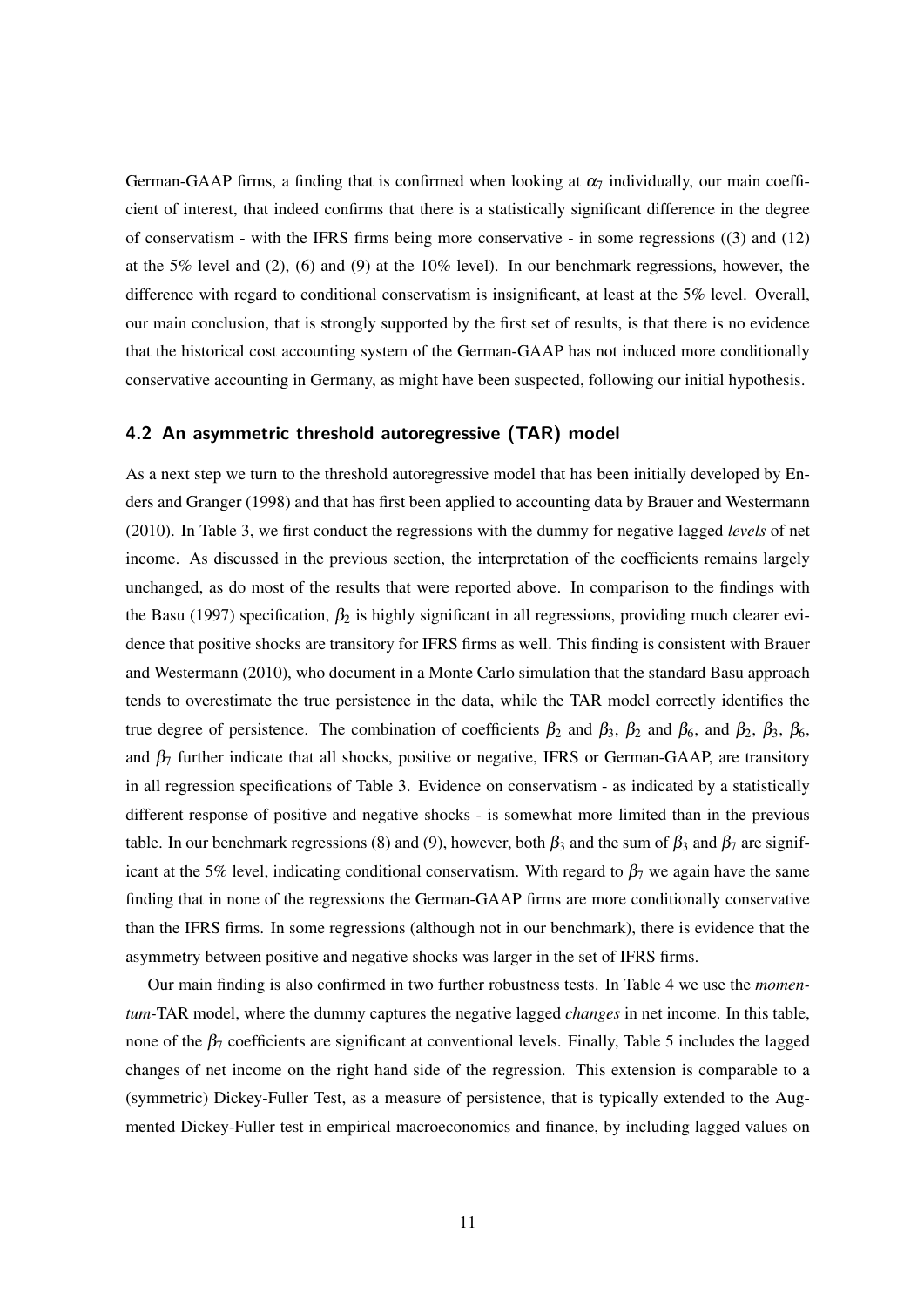German-GAAP firms, a finding that is confirmed when looking at $\alpha_7$ individually, our main coefficient of interest, that indeed confirms that there is a statistically significant difference in the degree of conservatism - with the IFRS firms being more conservative - in some regressions ((3) and (12) at the 5% level and (2), (6) and (9) at the 10% level). In our benchmark regressions, however, the difference with regard to conditional conservatism is insignificant, at least at the 5% level. Overall, our main conclusion, that is strongly supported by the first set of results, is that there is no evidence that the historical cost accounting system of the German-GAAP has not induced more conditionally conservative accounting in Germany, as might have been suspected, following our initial hypothesis.

### 4.2 An asymmetric threshold autoregressive (TAR) model

As a next step we turn to the threshold autoregressive model that has been initially developed by Enders and Granger (1998) and that has first been applied to accounting data by Brauer and Westermann (2010). In Table 3, we first conduct the regressions with the dummy for negative lagged *levels* of net income. As discussed in the previous section, the interpretation of the coefficients remains largely unchanged, as do most of the results that were reported above. In comparison to the findings with the Basu (1997) specification, $\beta_2$ is highly significant in all regressions, providing much clearer evidence that positive shocks are transitory for IFRS firms as well. This finding is consistent with Brauer and Westermann (2010), who document in a Monte Carlo simulation that the standard Basu approach tends to overestimate the true persistence in the data, while the TAR model correctly identifies the true degree of persistence. The combination of coefficients $\beta_2$ and $\beta_3$, $\beta_2$ and $\beta_6$, and $\beta_2$, $\beta_3$, $\beta_6$, and $\beta_7$ further indicate that all shocks, positive or negative, IFRS or German-GAAP, are transitory in all regression specifications of Table 3. Evidence on conservatism - as indicated by a statistically different response of positive and negative shocks - is somewhat more limited than in the previous table. In our benchmark regressions (8) and (9), however, both $\beta_3$ and the sum of $\beta_3$ and $\beta_7$ are significant at the 5% level, indicating conditional conservatism. With regard to $\beta_7$ we again have the same finding that in none of the regressions the German-GAAP firms are more conditionally conservative than the IFRS firms. In some regressions (although not in our benchmark), there is evidence that the asymmetry between positive and negative shocks was larger in the set of IFRS firms.

Our main finding is also confirmed in two further robustness tests. In Table 4 we use the *momentum*-TAR model, where the dummy captures the negative lagged *changes* in net income. In this table, none of the $\beta_7$ coefficients are significant at conventional levels. Finally, Table 5 includes the lagged changes of net income on the right hand side of the regression. This extension is comparable to a (symmetric) Dickey-Fuller Test, as a measure of persistence, that is typically extended to the Augmented Dickey-Fuller test in empirical macroeconomics and finance, by including lagged values on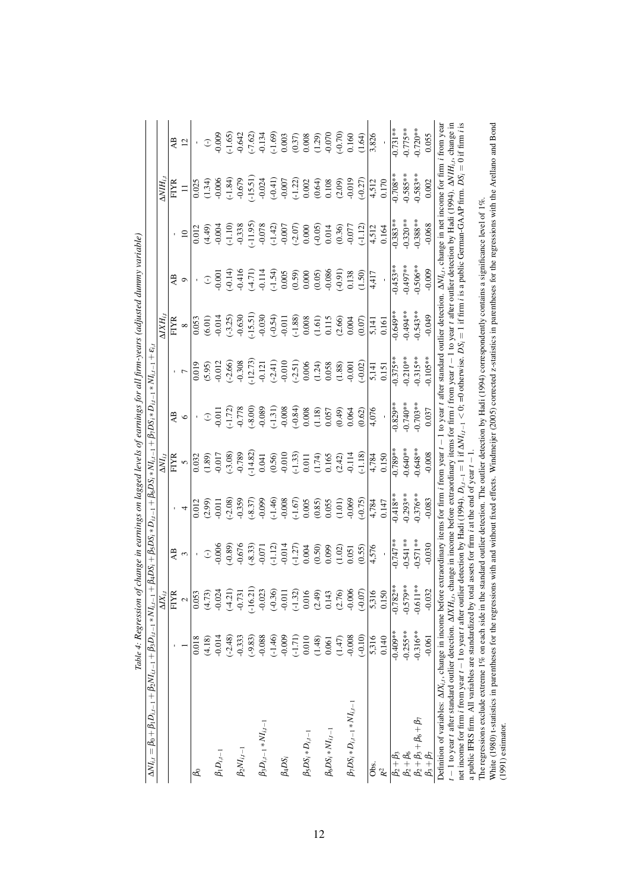*Table 4: Regression of change in earnings on lagged levels of earnings for all firm-years (adjusted dummy variable)*

$\Delta NI_{i,t} = \beta_0 + \beta_1 D_{i,t-1} + \beta_2 NI_{i,t-1} + \beta_3 D_{i,t-1} * NI_{i,t-1} + \beta_4 DS_i + \beta_5 DS_i * D_{i,t-1} + \beta_6 DS_i * NI_{i,t-1} + \beta_7 DS_i * D_{i,t-1} * NI_{i,t-1} + \varepsilon_{i,t}$

| | $\Delta IX_{i,t}$ | | | $\Delta NI_{i,t}$ | | | $\Delta IXH_{i,t}$ | | | $\Delta NIH_{i,t}$ | | |
|---|---|---|---|---|---|---|---|---|---|---|---|---|
| | - | FIYR | AB | - | FIYR | AB | - | FIYR | AB | - | FIYR | AB |
| | 1 | 2 | 3 | 4 | 5 | 6 | 7 | 8 | 9 | 10 | 11 | 12 |
| $\beta_0$ | 0.018 | 0.053 | - | 0.012 | 0.032 | - | 0.019 | 0.053 | - | 0.012 | 0.025 | - |
| | (4.18) | (4.73) | (-) | (2.99) | (1.89) | (-) | (5.95) | (6.01) | (-) | (4.49) | (1.34) | (-) |
| $\beta_1 D_{i,t-1}$ | -0.014 | -0.024 | -0.006 | -0.011 | -0.017 | -0.011 | -0.012 | -0.014 | -0.001 | -0.004 | -0.006 | -0.009 |
| | (-2.48) | (-4.21) | (-0.89) | (-2.08) | (-3.08) | (-1.72) | (-2.66) | (-3.25) | (-0.14) | (-1.10) | (-1.84) | (-1.65) |
| $\beta_2 NI_{i,t-1}$ | -0.333 | -0.731 | -0.676 | -0.359 | -0.789 | -0.778 | -0.308 | -0.630 | -0.416 | -0.338 | -0.679 | -0.642 |
| | (-9.83) | (-16.21) | (-8.33) | (-8.37) | (-14.82) | (-8.00) | (-12.73) | (-15.51) | (-4.71) | (-11.95) | (-15.51) | (-7.62) |
| $\beta_3 D_{i,t-1} * NI_{i,t-1}$ | -0.088 | -0.023 | -0.071 | -0.099 | 0.041 | -0.089 | -0.121 | -0.030 | -0.114 | -0.078 | -0.024 | -0.134 |
| | (-1.46) | (-0.36) | (-1.12) | (-1.46) | (0.56) | (-1.31) | (-2.41) | (-0.54) | (-1.54) | (-1.42) | (-0.41) | (-1.69) |
| $\beta_4 DS_i$ | -0.009 | -0.011 | -0.014 | -0.008 | -0.010 | -0.008 | -0.010 | -0.011 | 0.005 | -0.007 | -0.007 | 0.003 |
| | (-1.71) | (-1.32) | (-1.27) | (-1.67) | (-1.33) | (-0.84) | (-2.51) | (-1.88) | (0.59) | (-2.07) | (-1.22) | (0.37) |
| $\beta_5 DS_i * D_{i,t-1}$ | 0.010 | 0.016 | 0.004 | 0.005 | 0.011 | 0.008 | 0.006 | 0.008 | 0.000 | 0.000 | 0.002 | 0.008 |
| | (1.48) | (2.49) | (0.50) | (0.85) | (1.74) | (1.18) | (1.24) | (1.61) | (0.05) | (-0.05) | (0.64) | (1.29) |
| $\beta_6 DS_i * NI_{i,t-1}$ | 0.061 | 0.143 | 0.099 | 0.055 | 0.165 | 0.057 | 0.058 | 0.115 | -0.086 | 0.014 | 0.108 | -0.070 |
| | (1.47) | (2.76) | (1.02) | (1.01) | (2.42) | (0.49) | (1.88) | (2.66) | (-0.91) | (0.36) | (2.09) | (-0.70) |
| $\beta_7 DS_i * D_{i,t-1} * NI_{i,t-1}$ | -0.008 | -0.006 | 0.051 | -0.069 | -0.114 | 0.064 | -0.001 | 0.004 | 0.138 | -0.077 | -0.019 | 0.160 |
| | (-0.10) | (-0.07) | (0.55) | (-0.75) | (-1.18) | (0.62) | (-0.02) | (0.07) | (1.50) | (-1.12) | (-0.27) | (1.64) |
| Obs. | 5,316 | 5,316 | 4,576 | 4,784 | 4,784 | 4,076 | 5,141 | 5,141 | 4,417 | 4,512 | 4,512 | 3,826 |
| $R^2$ | 0.140 | 0.150 | - | 0.147 | 0.150 | - | 0.151 | 0.161 | - | 0.164 | 0.170 | - |
| $\beta_2 + \beta_3$ | -0.409** | -0.782** | -0.747** | -0.418** | -0.789** | -0.829** | -0.375** | -0.649** | -0.453** | -0.383** | -0.708** | -0.731** |
| $\beta_2 + \beta_6$ | -0.255** | -0.579** | -0.541** | -0.293** | -0.640** | -0.740** | -0.210** | -0.494** | -0.497** | -0.320** | -0.585** | -0.775** |
| $\beta_2 + \beta_3 + \beta_6 + \beta_7$ | -0.316** | -0.611** | -0.571** | -0.376** | -0.648** | -0.703** | -0.315** | -0.543** | -0.506** | -0.388** | -0.583** | -0.720** |
| $\beta_3 + \beta_7$ | -0.061 | -0.032 | -0.030 | -0.083 | -0.008 | 0.037 | -0.105** | -0.049 | -0.009 | -0.068 | 0.002 | 0.055 |

Definition of variables: $\Delta IX_{i,t}$, change in income before extraordinary items for firm $i$ from year $t-1$ to year $t$ after standard outlier detection. $\Delta NI_{i,t}$, change in net income for firm $i$ from year $t-1$ to year $t$ after standard outlier detection. $\Delta IXH_{i,t}$, change in income before extraordinary items for firm $i$ from year $t-1$ to year $t$ after outlier detection by Hadi (1994). $\Delta NIH_{i,t}$, change in net income for firm $i$ from year $t-1$ to year $t$ after outlier detection by Hadi (1994). $D_{i,t-1} = 1$ if $\Delta NI_{i,t-1} < 0$; =0 otherwise. $DS_i = 1$ if firm $i$ is a public German-GAAP firm. $DS_i = 0$ if firm $i$ is a public IFRS firm. All variables are standardized by total assets for firm $i$ at the end of year $t-1$.

The regressions exclude extreme 1% on each side in the standard outlier detection. The outlier detection by Hadi (1994) correspondently contains a significance level of 1%.

White (1980) t-statistics in parentheses for the regressions with and without fixed effects. Windmeijer (2005) corrected z-statistics in parentheses for the regressions with the Arellano and Bond (1991) estimator.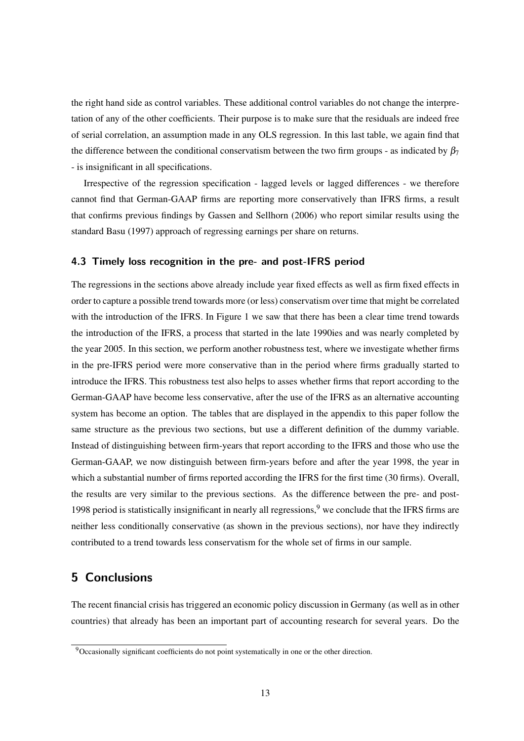the right hand side as control variables. These additional control variables do not change the interpretation of any of the other coefficients. Their purpose is to make sure that the residuals are indeed free of serial correlation, an assumption made in any OLS regression. In this last table, we again find that the difference between the conditional conservatism between the two firm groups - as indicated by $\beta_7$ - is insignificant in all specifications.

Irrespective of the regression specification - lagged levels or lagged differences - we therefore cannot find that German-GAAP firms are reporting more conservatively than IFRS firms, a result that confirms previous findings by Gassen and Sellhorn (2006) who report similar results using the standard Basu (1997) approach of regressing earnings per share on returns.

### 4.3 Timely loss recognition in the pre- and post-IFRS period

The regressions in the sections above already include year fixed effects as well as firm fixed effects in order to capture a possible trend towards more (or less) conservatism over time that might be correlated with the introduction of the IFRS. In Figure 1 we saw that there has been a clear time trend towards the introduction of the IFRS, a process that started in the late 1990ies and was nearly completed by the year 2005. In this section, we perform another robustness test, where we investigate whether firms in the pre-IFRS period were more conservative than in the period where firms gradually started to introduce the IFRS. This robustness test also helps to asses whether firms that report according to the German-GAAP have become less conservative, after the use of the IFRS as an alternative accounting system has become an option. The tables that are displayed in the appendix to this paper follow the same structure as the previous two sections, but use a different definition of the dummy variable. Instead of distinguishing between firm-years that report according to the IFRS and those who use the German-GAAP, we now distinguish between firm-years before and after the year 1998, the year in which a substantial number of firms reported according the IFRS for the first time (30 firms). Overall, the results are very similar to the previous sections. As the difference between the pre- and post-1998 period is statistically insignificant in nearly all regressions,[9] we conclude that the IFRS firms are neither less conditionally conservative (as shown in the previous sections), nor have they indirectly contributed to a trend towards less conservatism for the whole set of firms in our sample.

## 5 Conclusions

The recent financial crisis has triggered an economic policy discussion in Germany (as well as in other countries) that already has been an important part of accounting research for several years. Do the

[9] Occasionally significant coefficients do not point systematically in one or the other direction.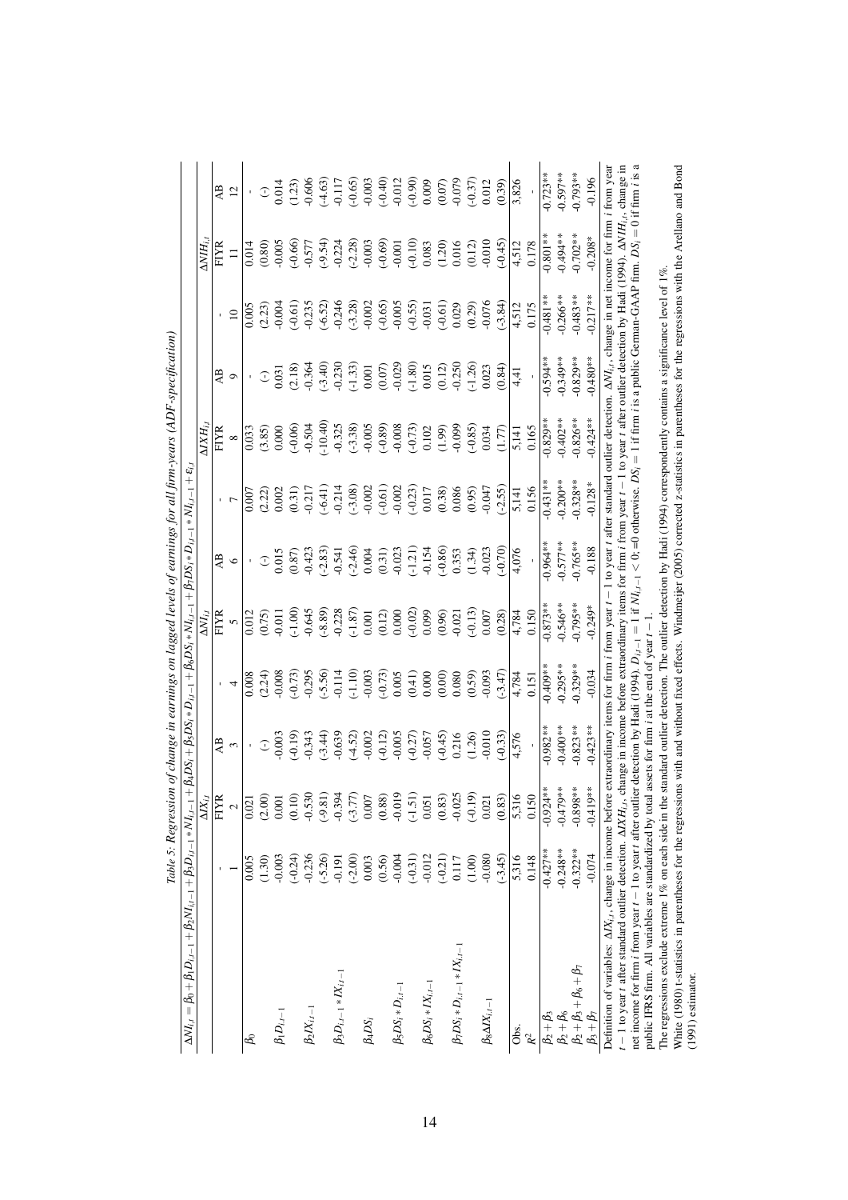Table 5: Regression of change in earnings on lagged levels of earnings for all firm-years (ADF-specification)

$\Delta NI_{i,t} = \beta_0 + \beta_1 D_{i,t-1} + \beta_2 NI_{i,t-1} + \beta_3 D_{i,t-1} * NI_{i,t-1} + \beta_4 DS_i + \beta_5 DS_i * D_{i,t-1} + \beta_6 DS_i * NI_{i,t-1} + \beta_7 DS_i * D_{i,t-1} * NI_{i,t-1} + \varepsilon_{i,t}$

| | $\Delta IX_{i,t}$ | | | $\Delta NI_{i,t}$ | | | $\Delta IXH_{i,t}$ | | | $\Delta NIH_{i,t}$ | | |
|---|---|---|---|---|---|---|---|---|---|---|---|---|
| | - | FIYR | AB | - | FIYR | AB | - | FIYR | AB | - | FIYR | AB |
| | 1 | 2 | 3 | 4 | 5 | 6 | 7 | 8 | 9 | 10 | 11 | 12 |
| $\beta_0$ | 0.005 | 0.021 | - | 0.008 | 0.012 | - | 0.007 | 0.033 | - | 0.005 | 0.014 | - |
| | (1.30) | (2.00) | (-) | (2.24) | (0.75) | (-) | (2.22) | (3.85) | (-) | (2.23) | (0.80) | (-) |
| $\beta_1 D_{i,t-1}$ | -0.003 | 0.001 | -0.003 | -0.008 | -0.011 | 0.015 | 0.002 | 0.000 | 0.031 | -0.004 | -0.005 | 0.014 |
| | (-0.24) | (0.10) | (-0.19) | (-0.73) | (-1.00) | (0.87) | (0.31) | (-0.06) | (2.18) | (-0.61) | (-0.66) | (1.23) |
| $\beta_2 IX_{i,t-1}$ | -0.236 | -0.530 | -0.343 | -0.295 | -0.645 | -0.423 | -0.217 | -0.504 | -0.364 | -0.235 | -0.577 | -0.606 |
| | (-5.26) | (-9.81) | (-3.44) | (-5.56) | (-8.89) | (-2.83) | (-6.41) | (-10.40) | (-3.40) | (-6.52) | (-9.54) | (-4.63) |
| $\beta_3 D_{i,t-1} * IX_{i,t-1}$ | -0.191 | -0.394 | -0.639 | -0.114 | -0.228 | -0.541 | -0.214 | -0.325 | -0.230 | -0.246 | -0.224 | -0.117 |
| | (-2.00) | (-3.77) | (-4.52) | (-1.10) | (-1.87) | (-2.46) | (-3.08) | (-3.38) | (-1.33) | (-3.28) | (-2.28) | (-0.65) |
| $\beta_4 DS_i$ | 0.003 | 0.007 | -0.002 | -0.003 | 0.001 | 0.004 | -0.002 | -0.005 | 0.001 | -0.002 | -0.003 | -0.003 |
| | (0.56) | (0.88) | (-0.12) | (-0.73) | (0.12) | (0.31) | (-0.61) | (-0.89) | (0.07) | (-0.65) | (-0.69) | (-0.40) |
| $\beta_5 DS_i * D_{i,t-1}$ | -0.004 | -0.019 | -0.005 | 0.005 | 0.000 | -0.023 | -0.002 | -0.008 | -0.029 | -0.005 | -0.001 | -0.012 |
| | (-0.31) | (-1.51) | (-0.27) | (0.41) | (-0.02) | (-1.21) | (-0.23) | (-0.73) | (-1.80) | (-0.55) | (-0.10) | (-0.90) |
| $\beta_6 DS_i * IX_{i,t-1}$ | -0.012 | 0.051 | -0.057 | 0.000 | 0.099 | -0.154 | 0.017 | 0.102 | 0.015 | -0.031 | 0.083 | 0.009 |
| | (-0.21) | (0.83) | (-0.45) | (0.00) | (0.96) | (-0.86) | (0.38) | (1.99) | (0.12) | (-0.61) | (1.20) | (0.07) |
| $\beta_7 DS_i * D_{i,t-1} * IX_{i,t-1}$ | 0.117 | -0.025 | 0.216 | 0.080 | -0.021 | 0.353 | 0.086 | -0.099 | -0.250 | 0.029 | 0.016 | -0.079 |
| | (1.00) | (-0.19) | (1.26) | (0.59) | (-0.13) | (1.34) | (0.95) | (-0.85) | (-1.26) | (0.29) | (0.12) | (-0.37) |
| $\beta_8 \Delta IX_{i,t-1}$ | -0.080 | 0.021 | -0.010 | -0.093 | 0.007 | -0.023 | -0.047 | 0.034 | 0.023 | -0.076 | -0.010 | 0.012 |
| | (-3.45) | (0.83) | (-0.33) | (-3.47) | (0.28) | (-0.70) | (-2.55) | (1.77) | (0.84) | (-3.84) | (-0.45) | (0.39) |
| Obs. | 5,316 | 5,316 | 4,576 | 4,784 | 4,784 | 4,076 | 5,141 | 5,141 | 4,41 | 4,512 | 4,512 | 3,826 |
| $R^2$ | 0.148 | 0.150 | - | 0.151 | 0.150 | - | 0.156 | 0.165 | - | 0.175 | 0.178 | - |
| $\beta_2 + \beta_3$ | -0.427** | -0.924** | -0.982** | -0.409** | -0.873** | -0.964** | -0.431** | -0.829** | -0.594** | -0.481** | -0.801** | -0.723** |
| $\beta_2 + \beta_6$ | -0.248** | -0.479** | -0.400** | -0.295** | -0.546** | -0.577** | -0.200** | -0.402** | -0.349** | -0.266** | -0.494** | -0.597** |
| $\beta_2 + \beta_3 + \beta_6 + \beta_7$ | -0.322** | -0.898** | -0.823** | -0.329** | -0.795** | -0.765** | -0.328** | -0.826** | -0.829** | -0.483** | -0.702** | -0.793** |
| $\beta_3 + \beta_7$ | -0.074 | -0.419** | -0.423** | -0.034 | -0.249* | -0.188 | -0.128* | -0.424** | -0.480** | -0.217** | -0.208* | -0.196 |

Definition of variables: $\Delta IX_{i,t}$, change in income before extraordinary items for firm $i$ from year $t-1$ to year $t$ after standard outlier detection. $\Delta NI_{i,t}$, change in net income for firm $i$ from year $t-1$ to year $t$ after standard outlier detection. $\Delta IXH_{i,t}$, change in income before extraordinary items for firm $i$ from year $t-1$ to year $t$ after outlier detection by Hadi (1994). $\Delta NIH_{i,t}$, change in net income for firm $i$ from year $t-1$ to year $t$ after outlier detection by Hadi (1994). $D_{i,t-1} = 1$ if $NI_{i,t-1} < 0$; =0 otherwise. $DS_i = 1$ if firm $i$ is a public German-GAAP firm. $DS_i = 0$ if firm $i$ is a public IFRS firm. All variables are standardized by total assets for firm $i$ at the end of year $t-1$.

The regressions exclude extreme 1% on each side in the standard outlier detection. The outlier detection by Hadi (1994) correspondently contains a significance level of 1%.

White (1980) t-statistics in parentheses for the regressions with and without fixed effects. Windmeijer (2005) corrected z-statistics in parentheses for the regressions with the Arellano and Bond (1991) estimator.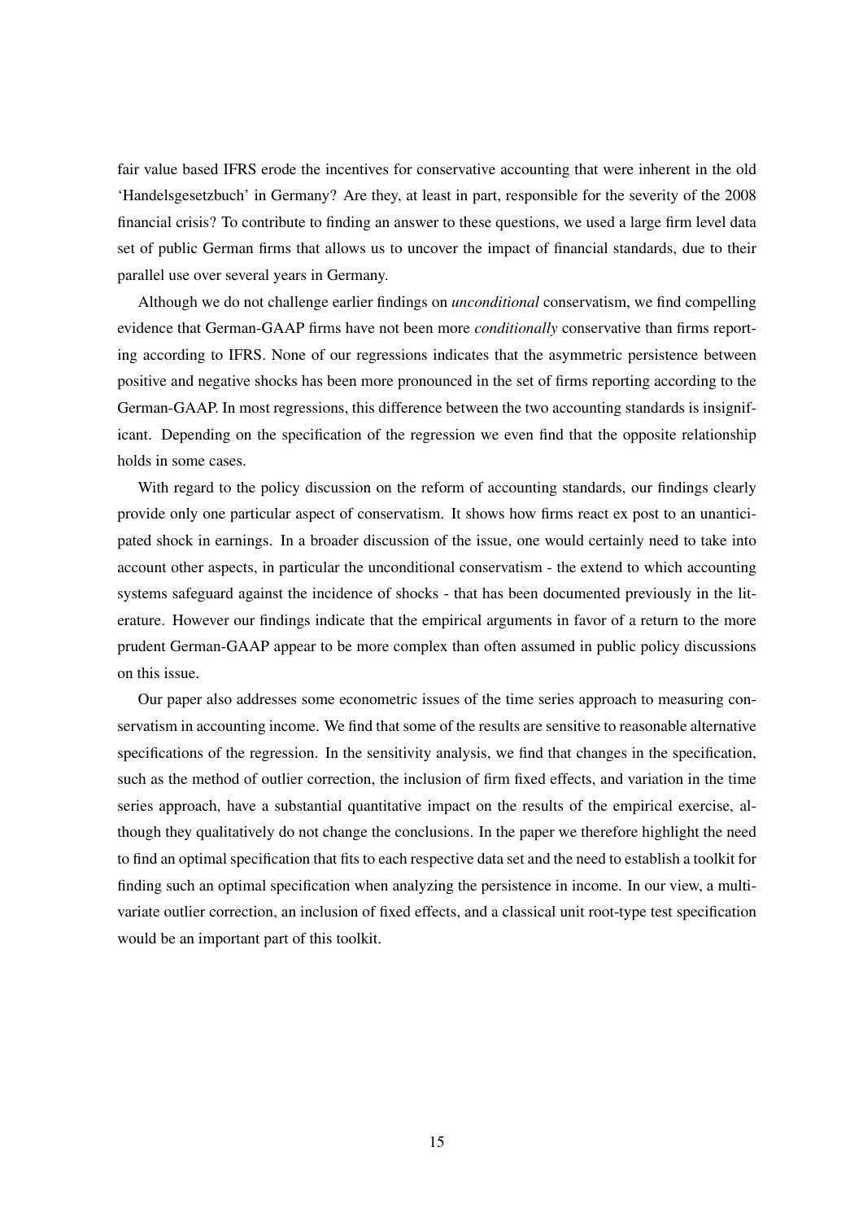fair value based IFRS erode the incentives for conservative accounting that were inherent in the old 'Handelsgesetzbuch' in Germany? Are they, at least in part, responsible for the severity of the 2008 financial crisis? To contribute to finding an answer to these questions, we used a large firm level data set of public German firms that allows us to uncover the impact of financial standards, due to their parallel use over several years in Germany.

Although we do not challenge earlier findings on *unconditional* conservatism, we find compelling evidence that German-GAAP firms have not been more *conditionally* conservative than firms reporting according to IFRS. None of our regressions indicates that the asymmetric persistence between positive and negative shocks has been more pronounced in the set of firms reporting according to the German-GAAP. In most regressions, this difference between the two accounting standards is insignificant. Depending on the specification of the regression we even find that the opposite relationship holds in some cases.

With regard to the policy discussion on the reform of accounting standards, our findings clearly provide only one particular aspect of conservatism. It shows how firms react ex post to an unanticipated shock in earnings. In a broader discussion of the issue, one would certainly need to take into account other aspects, in particular the unconditional conservatism - the extend to which accounting systems safeguard against the incidence of shocks - that has been documented previously in the literature. However our findings indicate that the empirical arguments in favor of a return to the more prudent German-GAAP appear to be more complex than often assumed in public policy discussions on this issue.

Our paper also addresses some econometric issues of the time series approach to measuring conservatism in accounting income. We find that some of the results are sensitive to reasonable alternative specifications of the regression. In the sensitivity analysis, we find that changes in the specification, such as the method of outlier correction, the inclusion of firm fixed effects, and variation in the time series approach, have a substantial quantitative impact on the results of the empirical exercise, although they qualitatively do not change the conclusions. In the paper we therefore highlight the need to find an optimal specification that fits to each respective data set and the need to establish a toolkit for finding such an optimal specification when analyzing the persistence in income. In our view, a multivariate outlier correction, an inclusion of fixed effects, and a classical unit root-type test specification would be an important part of this toolkit.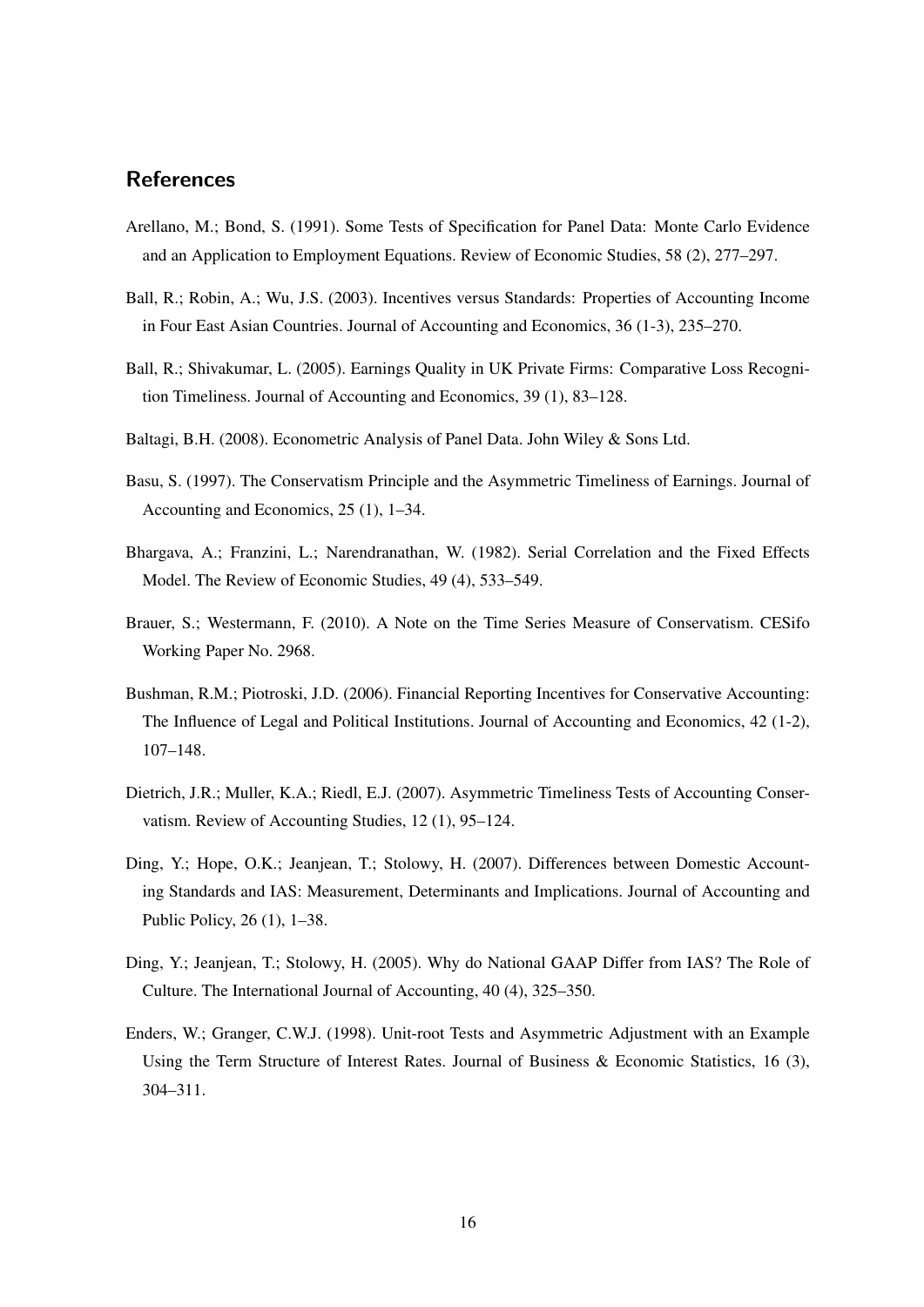## References

Arellano, M.; Bond, S. (1991). Some Tests of Specification for Panel Data: Monte Carlo Evidence and an Application to Employment Equations. Review of Economic Studies, 58 (2), 277–297.

Ball, R.; Robin, A.; Wu, J.S. (2003). Incentives versus Standards: Properties of Accounting Income in Four East Asian Countries. Journal of Accounting and Economics, 36 (1-3), 235–270.

Ball, R.; Shivakumar, L. (2005). Earnings Quality in UK Private Firms: Comparative Loss Recognition Timeliness. Journal of Accounting and Economics, 39 (1), 83–128.

Baltagi, B.H. (2008). Econometric Analysis of Panel Data. John Wiley & Sons Ltd.

Basu, S. (1997). The Conservatism Principle and the Asymmetric Timeliness of Earnings. Journal of Accounting and Economics, 25 (1), 1–34.

Bhargava, A.; Franzini, L.; Narendranathan, W. (1982). Serial Correlation and the Fixed Effects Model. The Review of Economic Studies, 49 (4), 533–549.

Brauer, S.; Westermann, F. (2010). A Note on the Time Series Measure of Conservatism. CESifo Working Paper No. 2968.

Bushman, R.M.; Piotroski, J.D. (2006). Financial Reporting Incentives for Conservative Accounting: The Influence of Legal and Political Institutions. Journal of Accounting and Economics, 42 (1-2), 107–148.

Dietrich, J.R.; Muller, K.A.; Riedl, E.J. (2007). Asymmetric Timeliness Tests of Accounting Conservatism. Review of Accounting Studies, 12 (1), 95–124.

Ding, Y.; Hope, O.K.; Jeanjean, T.; Stolowy, H. (2007). Differences between Domestic Accounting Standards and IAS: Measurement, Determinants and Implications. Journal of Accounting and Public Policy, 26 (1), 1–38.

Ding, Y.; Jeanjean, T.; Stolowy, H. (2005). Why do National GAAP Differ from IAS? The Role of Culture. The International Journal of Accounting, 40 (4), 325–350.

Enders, W.; Granger, C.W.J. (1998). Unit-root Tests and Asymmetric Adjustment with an Example Using the Term Structure of Interest Rates. Journal of Business & Economic Statistics, 16 (3), 304–311.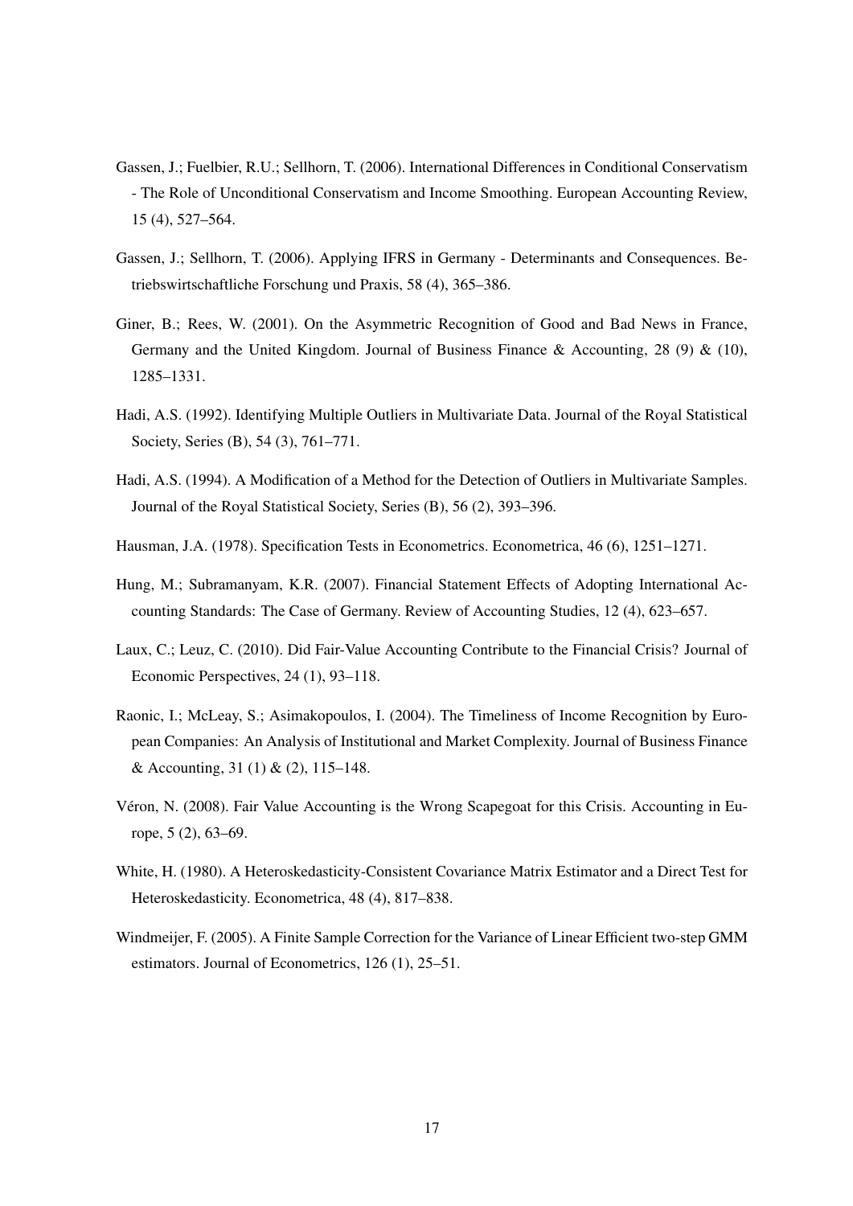Gassen, J.; Fuelbier, R.U.; Sellhorn, T. (2006). International Differences in Conditional Conservatism - The Role of Unconditional Conservatism and Income Smoothing. European Accounting Review, 15 (4), 527–564.

Gassen, J.; Sellhorn, T. (2006). Applying IFRS in Germany - Determinants and Consequences. Betriebswirtschaftliche Forschung und Praxis, 58 (4), 365–386.

Giner, B.; Rees, W. (2001). On the Asymmetric Recognition of Good and Bad News in France, Germany and the United Kingdom. Journal of Business Finance & Accounting, 28 (9) & (10), 1285–1331.

Hadi, A.S. (1992). Identifying Multiple Outliers in Multivariate Data. Journal of the Royal Statistical Society, Series (B), 54 (3), 761–771.

Hadi, A.S. (1994). A Modification of a Method for the Detection of Outliers in Multivariate Samples. Journal of the Royal Statistical Society, Series (B), 56 (2), 393–396.

Hausman, J.A. (1978). Specification Tests in Econometrics. Econometrica, 46 (6), 1251–1271.

Hung, M.; Subramanyam, K.R. (2007). Financial Statement Effects of Adopting International Accounting Standards: The Case of Germany. Review of Accounting Studies, 12 (4), 623–657.

Laux, C.; Leuz, C. (2010). Did Fair-Value Accounting Contribute to the Financial Crisis? Journal of Economic Perspectives, 24 (1), 93–118.

Raonic, I.; McLeay, S.; Asimakopoulos, I. (2004). The Timeliness of Income Recognition by European Companies: An Analysis of Institutional and Market Complexity. Journal of Business Finance & Accounting, 31 (1) & (2), 115–148.

Véron, N. (2008). Fair Value Accounting is the Wrong Scapegoat for this Crisis. Accounting in Europe, 5 (2), 63–69.

White, H. (1980). A Heteroskedasticity-Consistent Covariance Matrix Estimator and a Direct Test for Heteroskedasticity. Econometrica, 48 (4), 817–838.

Windmeijer, F. (2005). A Finite Sample Correction for the Variance of Linear Efficient two-step GMM estimators. Journal of Econometrics, 126 (1), 25–51.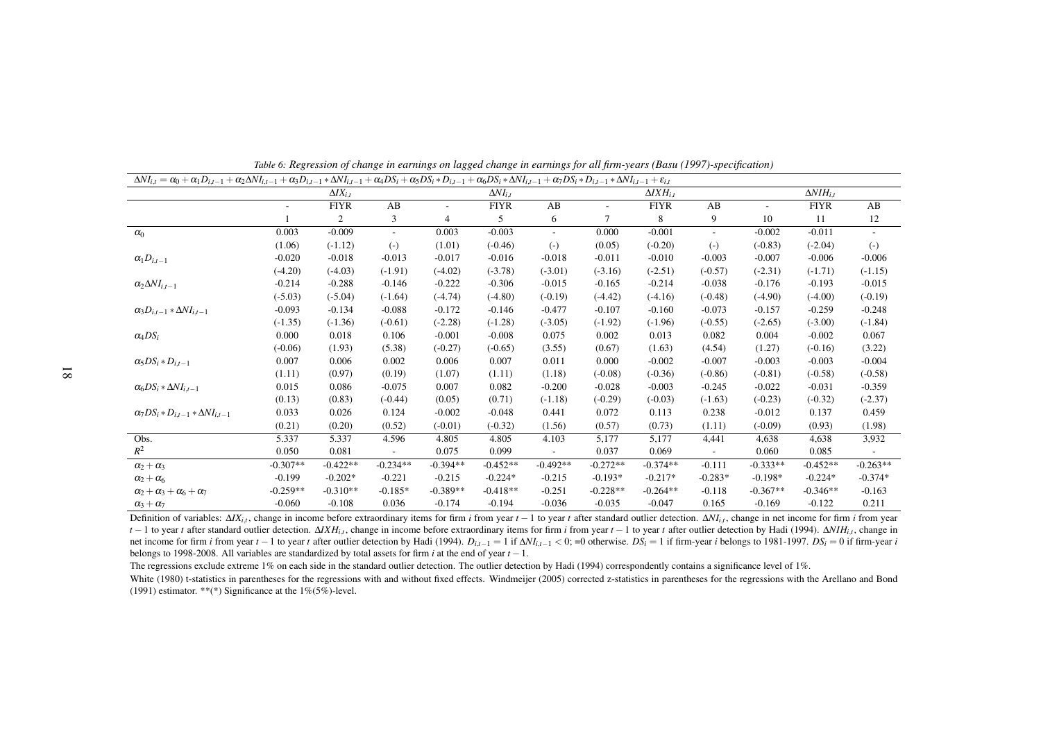*Table 6: Regression of change in earnings on lagged change in earnings for all firm-years (Basu (1997)-specification)*

$\Delta NI_{i,t} = \alpha_0 + \alpha_1 D_{i,t-1} + \alpha_2 \Delta NI_{i,t-1} + \alpha_3 D_{i,t-1} * \Delta NI_{i,t-1} + \alpha_4 DS_i + \alpha_5 DS_i * D_{i,t-1} + \alpha_6 DS_i * \Delta NI_{i,t-1} + \alpha_7 DS_i * D_{i,t-1} * \Delta NI_{i,t-1} + \varepsilon_{i,t}$

| | $\Delta IX_{i,t}$ | | | $\Delta NI_{i,t}$ | | | $\Delta IXH_{i,t}$ | | | $\Delta NIH_{i,t}$ | | |
|---|---|---|---|---|---|---|---|---|---|---|---|---|
| | - | FIYR | AB | - | FIYR | AB | - | FIYR | AB | - | FIYR | AB |
| | 1 | 2 | 3 | 4 | 5 | 6 | 7 | 8 | 9 | 10 | 11 | 12 |
| $\alpha_0$ | 0.003 | -0.009 | - | 0.003 | -0.003 | - | 0.000 | -0.001 | - | -0.002 | -0.011 | - |
| | (1.06) | (-1.12) | (-) | (1.01) | (-0.46) | (-) | (0.05) | (-0.20) | (-) | (-0.83) | (-2.04) | (-) |
| $\alpha_1 D_{i,t-1}$ | -0.020 | -0.018 | -0.013 | -0.017 | -0.016 | -0.018 | -0.011 | -0.010 | -0.003 | -0.007 | -0.006 | -0.006 |
| | (-4.20) | (-4.03) | (-1.91) | (-4.02) | (-3.78) | (-3.01) | (-3.16) | (-2.51) | (-0.57) | (-2.31) | (-1.71) | (-1.15) |
| $\alpha_2 \Delta NI_{i,t-1}$ | -0.214 | -0.288 | -0.146 | -0.222 | -0.306 | -0.015 | -0.165 | -0.214 | -0.038 | -0.176 | -0.193 | -0.015 |
| | (-5.03) | (-5.04) | (-1.64) | (-4.74) | (-4.80) | (-0.19) | (-4.42) | (-4.16) | (-0.48) | (-4.90) | (-4.00) | (-0.19) |
| $\alpha_3 D_{i,t-1} * \Delta NI_{i,t-1}$ | -0.093 | -0.134 | -0.088 | -0.172 | -0.146 | -0.477 | -0.107 | -0.160 | -0.073 | -0.157 | -0.259 | -0.248 |
| | (-1.35) | (-1.36) | (-0.61) | (-2.28) | (-1.28) | (-3.05) | (-1.92) | (-1.96) | (-0.55) | (-2.65) | (-3.00) | (-1.84) |
| $\alpha_4 DS_i$ | 0.000 | 0.018 | 0.106 | -0.001 | -0.008 | 0.075 | 0.002 | 0.013 | 0.082 | 0.004 | -0.002 | 0.067 |
| | (-0.06) | (1.93) | (5.38) | (-0.27) | (-0.65) | (3.55) | (0.67) | (1.63) | (4.54) | (1.27) | (-0.16) | (3.22) |
| $\alpha_5 DS_i * D_{i,t-1}$ | 0.007 | 0.006 | 0.002 | 0.006 | 0.007 | 0.011 | 0.000 | -0.002 | -0.007 | -0.003 | -0.003 | -0.004 |
| | (1.11) | (0.97) | (0.19) | (1.07) | (1.11) | (1.18) | (-0.08) | (-0.36) | (-0.86) | (-0.81) | (-0.58) | (-0.58) |
| $\alpha_6 DS_i * \Delta NI_{i,t-1}$ | 0.015 | 0.086 | -0.075 | 0.007 | 0.082 | -0.200 | -0.028 | -0.003 | -0.245 | -0.022 | -0.031 | -0.359 |
| | (0.13) | (0.83) | (-0.44) | (0.05) | (0.71) | (-1.18) | (-0.29) | (-0.03) | (-1.63) | (-0.23) | (-0.32) | (-2.37) |
| $\alpha_7 DS_i * D_{i,t-1} * \Delta NI_{i,t-1}$ | 0.033 | 0.026 | 0.124 | -0.002 | -0.048 | 0.441 | 0.072 | 0.113 | 0.238 | -0.012 | 0.137 | 0.459 |
| | (0.21) | (0.20) | (0.52) | (-0.01) | (-0.32) | (1.56) | (0.57) | (0.73) | (1.11) | (-0.09) | (0.93) | (1.98) |
| Obs. | 5.337 | 5.337 | 4.596 | 4.805 | 4.805 | 4.103 | 5,177 | 5,177 | 4,441 | 4,638 | 4,638 | 3,932 |
| $R^2$ | 0.050 | 0.081 | - | 0.075 | 0.099 | - | 0.037 | 0.069 | - | 0.060 | 0.085 | - |
| $\alpha_2 + \alpha_3$ | -0.307** | -0.422** | -0.234** | -0.394** | -0.452** | -0.492** | -0.272** | -0.374** | -0.111 | -0.333** | -0.452** | -0.263** |
| $\alpha_2 + \alpha_6$ | -0.199 | -0.202* | -0.221 | -0.215 | -0.224* | -0.215 | -0.193* | -0.217* | -0.283* | -0.198* | -0.224* | -0.374* |
| $\alpha_2 + \alpha_3 + \alpha_6 + \alpha_7$ | -0.259** | -0.310** | -0.185* | -0.389** | -0.418** | -0.251 | -0.228** | -0.264** | -0.118 | -0.367** | -0.346** | -0.163 |
| $\alpha_3 + \alpha_7$ | -0.060 | -0.108 | 0.036 | -0.174 | -0.194 | -0.036 | -0.035 | -0.047 | 0.165 | -0.169 | -0.122 | 0.211 |

Definition of variables: $\Delta IX_{i,t}$, change in income before extraordinary items for firm $i$ from year $t-1$ to year $t$ after standard outlier detection. $\Delta NI_{i,t}$, change in net income for firm $i$ from year $t-1$ to year $t$ after standard outlier detection. $\Delta IXH_{i,t}$, change in income before extraordinary items for firm $i$ from year $t-1$ to year $t$ after outlier detection by Hadi (1994). $\Delta NIH_{i,t}$, change in net income for firm $i$ from year $t-1$ to year $t$ after outlier detection by Hadi (1994). $D_{i,t-1} = 1$ if $\Delta NI_{i,t-1} < 0$; =0 otherwise. $DS_i = 1$ if firm-year $i$ belongs to 1981-1997. $DS_i = 0$ if firm-year $i$ belongs to 1998-2008. All variables are standardized by total assets for firm $i$ at the end of year $t-1$.

The regressions exclude extreme 1% on each side in the standard outlier detection. The outlier detection by Hadi (1994) correspondently contains a significance level of 1%.

White (1980) t-statistics in parentheses for the regressions with and without fixed effects. Windmeijer (2005) corrected z-statistics in parentheses for the regressions with the Arellano and Bond (1991) estimator. **(*) Significance at the 1%(5%)-level.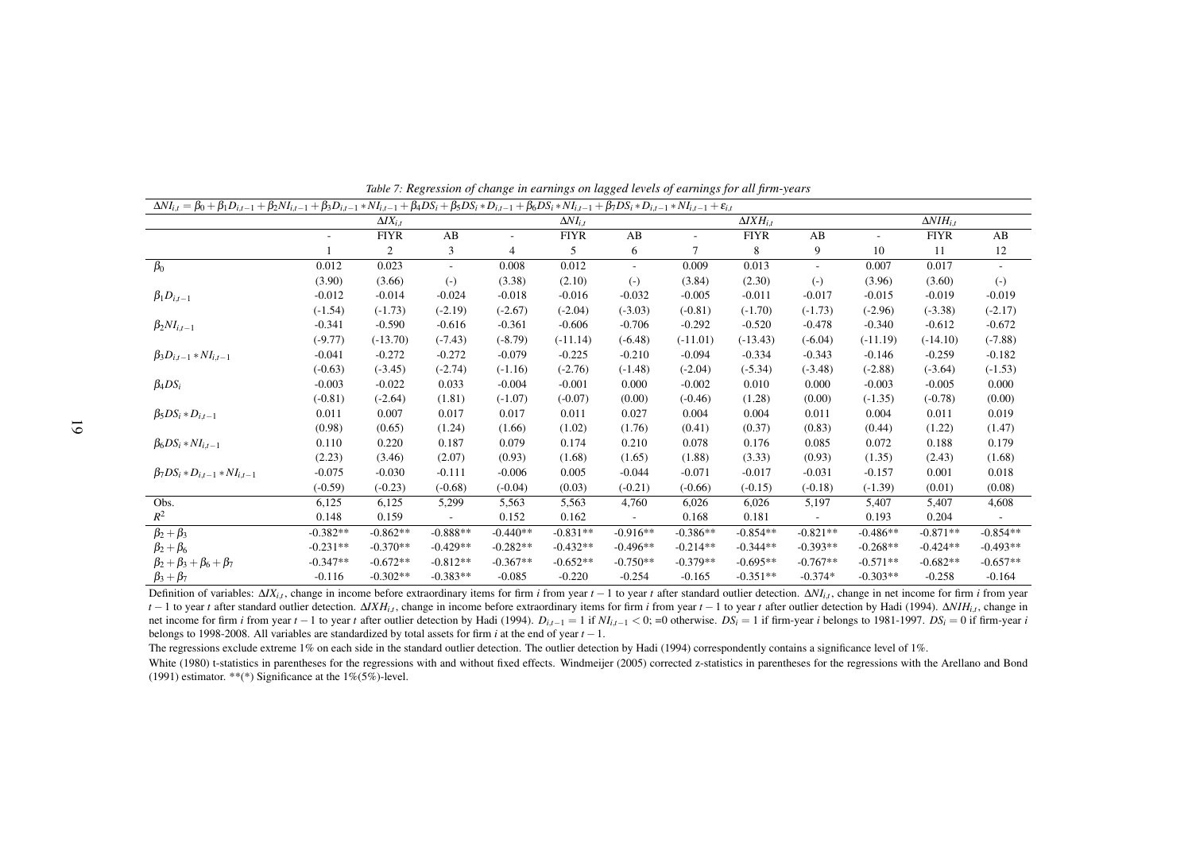*Table 7: Regression of change in earnings on lagged levels of earnings for all firm-years*

$\Delta NI_{i,t} = \beta_0 + \beta_1 D_{i,t-1} + \beta_2 NI_{i,t-1} + \beta_3 D_{i,t-1} * NI_{i,t-1} + \beta_4 DS_i + \beta_5 DS_i * D_{i,t-1} + \beta_6 DS_i * NI_{i,t-1} + \beta_7 DS_i * D_{i,t-1} * NI_{i,t-1} + \varepsilon_{i,t}$

| | $\Delta IX_{i,t}$ | | | $\Delta NI_{i,t}$ | | | $\Delta IXH_{i,t}$ | | | $\Delta NIH_{i,t}$ | | |
|---|---|---|---|---|---|---|---|---|---|---|---|---|
| | - | FIYR | AB | - | FIYR | AB | - | FIYR | AB | - | FIYR | AB |
| | 1 | 2 | 3 | 4 | 5 | 6 | 7 | 8 | 9 | 10 | 11 | 12 |
| $\beta_0$ | 0.012 | 0.023 | - | 0.008 | 0.012 | - | 0.009 | 0.013 | - | 0.007 | 0.017 | - |
| | (3.90) | (3.66) | (-) | (3.38) | (2.10) | (-) | (3.84) | (2.30) | (-) | (3.96) | (3.60) | (-) |
| $\beta_1 D_{i,t-1}$ | -0.012 | -0.014 | -0.024 | -0.018 | -0.016 | -0.032 | -0.005 | -0.011 | -0.017 | -0.015 | -0.019 | -0.019 |
| | (-1.54) | (-1.73) | (-2.19) | (-2.67) | (-2.04) | (-3.03) | (-0.81) | (-1.70) | (-1.73) | (-2.96) | (-3.38) | (-2.17) |
| $\beta_2 NI_{i,t-1}$ | -0.341 | -0.590 | -0.616 | -0.361 | -0.606 | -0.706 | -0.292 | -0.520 | -0.478 | -0.340 | -0.612 | -0.672 |
| | (-9.77) | (-13.70) | (-7.43) | (-8.79) | (-11.14) | (-6.48) | (-11.01) | (-13.43) | (-6.04) | (-11.19) | (-14.10) | (-7.88) |
| $\beta_3 D_{i,t-1} * NI_{i,t-1}$ | -0.041 | -0.272 | -0.272 | -0.079 | -0.225 | -0.210 | -0.094 | -0.334 | -0.343 | -0.146 | -0.259 | -0.182 |
| | (-0.63) | (-3.45) | (-2.74) | (-1.16) | (-2.76) | (-1.48) | (-2.04) | (-5.34) | (-3.48) | (-2.88) | (-3.64) | (-1.53) |
| $\beta_4 DS_i$ | -0.003 | -0.022 | 0.033 | -0.004 | -0.001 | 0.000 | -0.002 | 0.010 | 0.000 | -0.003 | -0.005 | 0.000 |
| | (-0.81) | (-2.64) | (1.81) | (-1.07) | (-0.07) | (0.00) | (-0.46) | (1.28) | (0.00) | (-1.35) | (-0.78) | (0.00) |
| $\beta_5 DS_i * D_{i,t-1}$ | 0.011 | 0.007 | 0.017 | 0.017 | 0.011 | 0.027 | 0.004 | 0.004 | 0.011 | 0.004 | 0.011 | 0.019 |
| | (0.98) | (0.65) | (1.24) | (1.66) | (1.02) | (1.76) | (0.41) | (0.37) | (0.83) | (0.44) | (1.22) | (1.47) |
| $\beta_6 DS_i * NI_{i,t-1}$ | 0.110 | 0.220 | 0.187 | 0.079 | 0.174 | 0.210 | 0.078 | 0.176 | 0.085 | 0.072 | 0.188 | 0.179 |
| | (2.23) | (3.46) | (2.07) | (0.93) | (1.68) | (1.65) | (1.88) | (3.33) | (0.93) | (1.35) | (2.43) | (1.68) |
| $\beta_7 DS_i * D_{i,t-1} * NI_{i,t-1}$ | -0.075 | -0.030 | -0.111 | -0.006 | 0.005 | -0.044 | -0.071 | -0.017 | -0.031 | -0.157 | 0.001 | 0.018 |
| | (-0.59) | (-0.23) | (-0.68) | (-0.04) | (0.03) | (-0.21) | (-0.66) | (-0.15) | (-0.18) | (-1.39) | (0.01) | (0.08) |
| Obs. | 6,125 | 6,125 | 5,299 | 5,563 | 5,563 | 4,760 | 6,026 | 6,026 | 5,197 | 5,407 | 5,407 | 4,608 |
| $R^2$ | 0.148 | 0.159 | - | 0.152 | 0.162 | - | 0.168 | 0.181 | - | 0.193 | 0.204 | - |
| $\beta_2 + \beta_3$ | -0.382** | -0.862** | -0.888** | -0.440** | -0.831** | -0.916** | -0.386** | -0.854** | -0.821** | -0.486** | -0.871** | -0.854** |
| $\beta_2 + \beta_6$ | -0.231** | -0.370** | -0.429** | -0.282** | -0.432** | -0.496** | -0.214** | -0.344** | -0.393** | -0.268** | -0.424** | -0.493** |
| $\beta_2 + \beta_3 + \beta_6 + \beta_7$ | -0.347** | -0.672** | -0.812** | -0.367** | -0.652** | -0.750** | -0.379** | -0.695** | -0.767** | -0.571** | -0.682** | -0.657** |
| $\beta_3 + \beta_7$ | -0.116 | -0.302** | -0.383** | -0.085 | -0.220 | -0.254 | -0.165 | -0.351** | -0.374* | -0.303** | -0.258 | -0.164 |

Definition of variables: $\Delta IX_{i,t}$, change in income before extraordinary items for firm $i$ from year $t-1$ to year $t$ after standard outlier detection. $\Delta NI_{i,t}$, change in net income for firm $i$ from year $t-1$ to year $t$ after standard outlier detection. $\Delta IXH_{i,t}$, change in income before extraordinary items for firm $i$ from year $t-1$ to year $t$ after outlier detection by Hadi (1994). $\Delta NIH_{i,t}$, change in net income for firm $i$ from year $t-1$ to year $t$ after outlier detection by Hadi (1994). $D_{i,t-1} = 1$ if $NI_{i,t-1} < 0$; =0 otherwise. $DS_i = 1$ if firm-year $i$ belongs to 1981-1997. $DS_i = 0$ if firm-year $i$ belongs to 1998-2008. All variables are standardized by total assets for firm $i$ at the end of year $t-1$.

The regressions exclude extreme 1% on each side in the standard outlier detection. The outlier detection by Hadi (1994) correspondently contains a significance level of 1%.

White (1980) t-statistics in parentheses for the regressions with and without fixed effects. Windmeijer (2005) corrected z-statistics in parentheses for the regressions with the Arellano and Bond (1991) estimator. **(*) Significance at the 1%(5%)-level.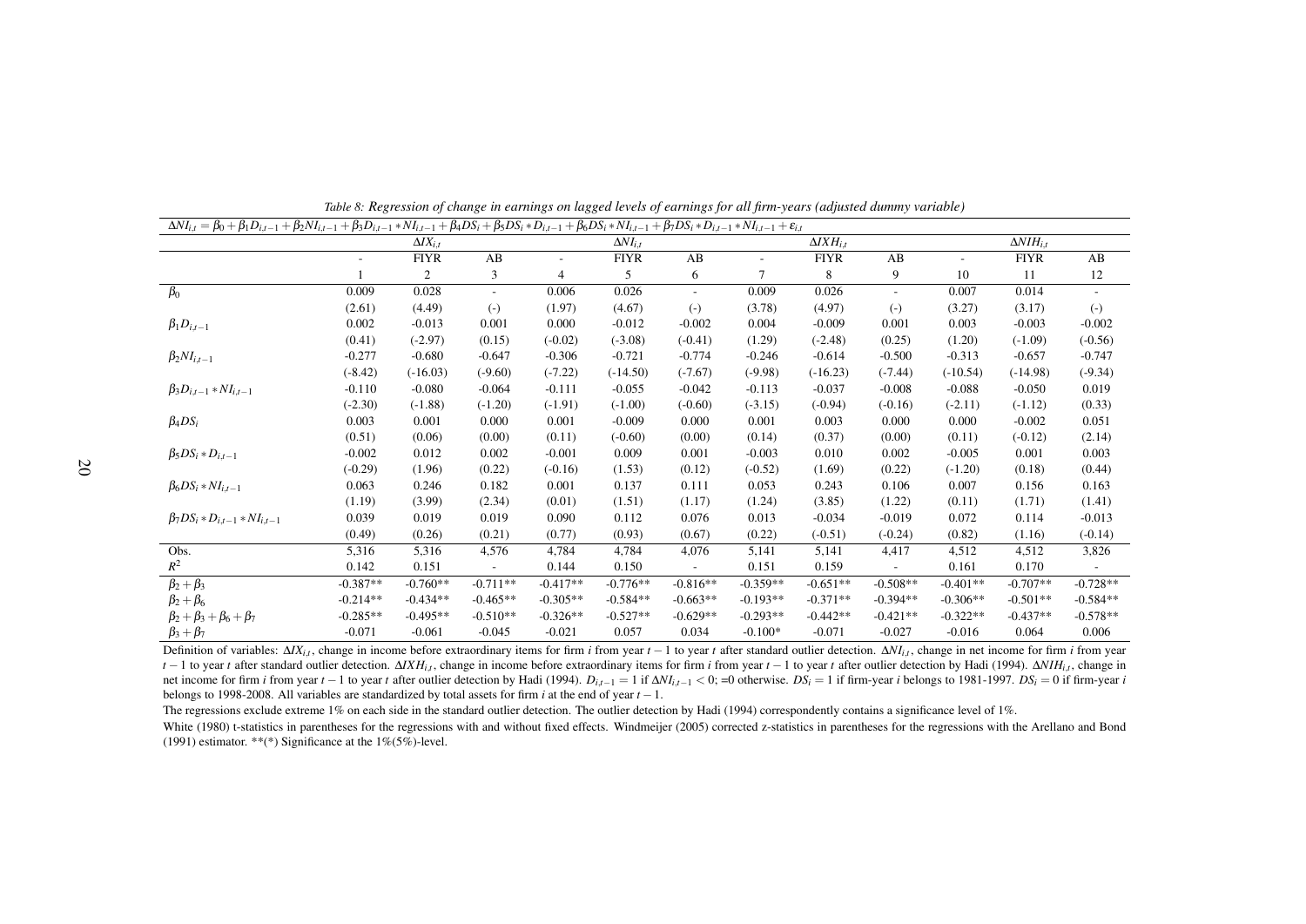*Table 8: Regression of change in earnings on lagged levels of earnings for all firm-years (adjusted dummy variable)*

$\Delta NI_{i,t} = \beta_0 + \beta_1 D_{i,t-1} + \beta_2 NI_{i,t-1} + \beta_3 D_{i,t-1} * NI_{i,t-1} + \beta_4 DS_i + \beta_5 DS_i * D_{i,t-1} + \beta_6 DS_i * NI_{i,t-1} + \beta_7 DS_i * D_{i,t-1} * NI_{i,t-1} + \varepsilon_{i,t}$

| | $\Delta IX_{i,t}$ | | | $\Delta NI_{i,t}$ | | | $\Delta IXH_{i,t}$ | | | $\Delta NIH_{i,t}$ | | |
|---|---|---|---|---|---|---|---|---|---|---|---|---|
| | - | FIYR | AB | - | FIYR | AB | - | FIYR | AB | - | FIYR | AB |
| | 1 | 2 | 3 | 4 | 5 | 6 | 7 | 8 | 9 | 10 | 11 | 12 |
| $\beta_0$ | 0.009 | 0.028 | - | 0.006 | 0.026 | - | 0.009 | 0.026 | - | 0.007 | 0.014 | - |
| | (2.61) | (4.49) | (-) | (1.97) | (4.67) | (-) | (3.78) | (4.97) | (-) | (3.27) | (3.17) | (-) |
| $\beta_1 D_{i,t-1}$ | 0.002 | -0.013 | 0.001 | 0.000 | -0.012 | -0.002 | 0.004 | -0.009 | 0.001 | 0.003 | -0.003 | -0.002 |
| | (0.41) | (-2.97) | (0.15) | (-0.02) | (-3.08) | (-0.41) | (1.29) | (-2.48) | (0.25) | (1.20) | (-1.09) | (-0.56) |
| $\beta_2 NI_{i,t-1}$ | -0.277 | -0.680 | -0.647 | -0.306 | -0.721 | -0.774 | -0.246 | -0.614 | -0.500 | -0.313 | -0.657 | -0.747 |
| | (-8.42) | (-16.03) | (-9.60) | (-7.22) | (-14.50) | (-7.67) | (-9.98) | (-16.23) | (-7.44) | (-10.54) | (-14.98) | (-9.34) |
| $\beta_3 D_{i,t-1} * NI_{i,t-1}$ | -0.110 | -0.080 | -0.064 | -0.111 | -0.055 | -0.042 | -0.113 | -0.037 | -0.008 | -0.088 | -0.050 | 0.019 |
| | (-2.30) | (-1.88) | (-1.20) | (-1.91) | (-1.00) | (-0.60) | (-3.15) | (-0.94) | (-0.16) | (-2.11) | (-1.12) | (0.33) |
| $\beta_4 DS_i$ | 0.003 | 0.001 | 0.000 | 0.001 | -0.009 | 0.000 | 0.001 | 0.003 | 0.000 | 0.000 | -0.002 | 0.051 |
| | (0.51) | (0.06) | (0.00) | (0.11) | (-0.60) | (0.00) | (0.14) | (0.37) | (0.00) | (0.11) | (-0.12) | (2.14) |
| $\beta_5 DS_i * D_{i,t-1}$ | -0.002 | 0.012 | 0.002 | -0.001 | 0.009 | 0.001 | -0.003 | 0.010 | 0.002 | -0.005 | 0.001 | 0.003 |
| | (-0.29) | (1.96) | (0.22) | (-0.16) | (1.53) | (0.12) | (-0.52) | (1.69) | (0.22) | (-1.20) | (0.18) | (0.44) |
| $\beta_6 DS_i * NI_{i,t-1}$ | 0.063 | 0.246 | 0.182 | 0.001 | 0.137 | 0.111 | 0.053 | 0.243 | 0.106 | 0.007 | 0.156 | 0.163 |
| | (1.19) | (3.99) | (2.34) | (0.01) | (1.51) | (1.17) | (1.24) | (3.85) | (1.22) | (0.11) | (1.71) | (1.41) |
| $\beta_7 DS_i * D_{i,t-1} * NI_{i,t-1}$ | 0.039 | 0.019 | 0.019 | 0.090 | 0.112 | 0.076 | 0.013 | -0.034 | -0.019 | 0.072 | 0.114 | -0.013 |
| | (0.49) | (0.26) | (0.21) | (0.77) | (0.93) | (0.67) | (0.22) | (-0.51) | (-0.24) | (0.82) | (1.16) | (-0.14) |
| Obs. | 5,316 | 5,316 | 4,576 | 4,784 | 4,784 | 4,076 | 5,141 | 5,141 | 4,417 | 4,512 | 4,512 | 3,826 |
| $R^2$ | 0.142 | 0.151 | - | 0.144 | 0.150 | - | 0.151 | 0.159 | - | 0.161 | 0.170 | - |
| $\beta_2 + \beta_3$ | -0.387** | -0.760** | -0.711** | -0.417** | -0.776** | -0.816** | -0.359** | -0.651** | -0.508** | -0.401** | -0.707** | -0.728** |
| $\beta_2 + \beta_6$ | -0.214** | -0.434** | -0.465** | -0.305** | -0.584** | -0.663** | -0.193** | -0.371** | -0.394** | -0.306** | -0.501** | -0.584** |
| $\beta_2 + \beta_3 + \beta_6 + \beta_7$ | -0.285** | -0.495** | -0.510** | -0.326** | -0.527** | -0.629** | -0.293** | -0.442** | -0.421** | -0.322** | -0.437** | -0.578** |
| $\beta_3 + \beta_7$ | -0.071 | -0.061 | -0.045 | -0.021 | 0.057 | 0.034 | -0.100* | -0.071 | -0.027 | -0.016 | 0.064 | 0.006 |

Definition of variables: $\Delta IX_{i,t}$, change in income before extraordinary items for firm $i$ from year $t-1$ to year $t$ after standard outlier detection. $\Delta NI_{i,t}$, change in net income for firm $i$ from year $t-1$ to year $t$ after standard outlier detection. $\Delta IXH_{i,t}$, change in income before extraordinary items for firm $i$ from year $t-1$ to year $t$ after outlier detection by Hadi (1994). $\Delta NIH_{i,t}$, change in net income for firm $i$ from year $t-1$ to year $t$ after outlier detection by Hadi (1994). $D_{i,t-1} = 1$ if $\Delta NI_{i,t-1} < 0$; =0 otherwise. $DS_i = 1$ if firm-year $i$ belongs to 1981-1997. $DS_i = 0$ if firm-year $i$ belongs to 1998-2008. All variables are standardized by total assets for firm $i$ at the end of year $t-1$.

The regressions exclude extreme 1% on each side in the standard outlier detection. The outlier detection by Hadi (1994) correspondently contains a significance level of 1%.

White (1980) t-statistics in parentheses for the regressions with and without fixed effects. Windmeijer (2005) corrected z-statistics in parentheses for the regressions with the Arellano and Bond (1991) estimator. **(*) Significance at the 1%(5%)-level.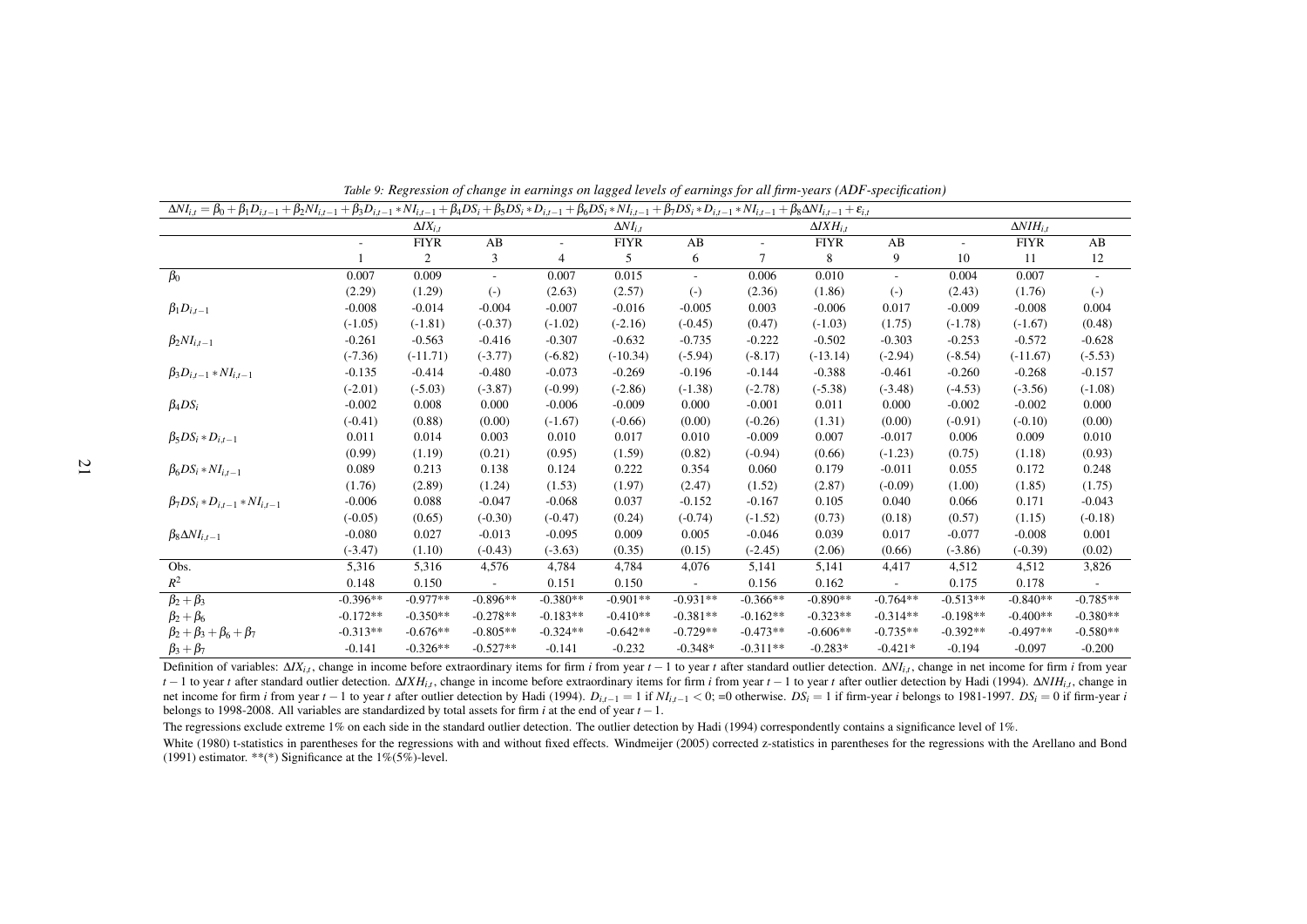*Table 9: Regression of change in earnings on lagged levels of earnings for all firm-years (ADF-specification)*

$\Delta NI_{i,t} = \beta_0 + \beta_1 D_{i,t-1} + \beta_2 NI_{i,t-1} + \beta_3 D_{i,t-1} * NI_{i,t-1} + \beta_4 DS_i + \beta_5 DS_i * D_{i,t-1} + \beta_6 DS_i * NI_{i,t-1} + \beta_7 DS_i * D_{i,t-1} * NI_{i,t-1} + \beta_8 \Delta NI_{i,t-1} + \varepsilon_{i,t}$

| | $\Delta IX_{i,t}$ | | | $\Delta NI_{i,t}$ | | | $\Delta IXH_{i,t}$ | | | $\Delta NIH_{i,t}$ | | |
|---|---|---|---|---|---|---|---|---|---|---|---|---|
| | - | FIYR | AB | - | FIYR | AB | - | FIYR | AB | - | FIYR | AB |
| | 1 | 2 | 3 | 4 | 5 | 6 | 7 | 8 | 9 | 10 | 11 | 12 |
| $\beta_0$ | 0.007 | 0.009 | - | 0.007 | 0.015 | - | 0.006 | 0.010 | - | 0.004 | 0.007 | - |
| | (2.29) | (1.29) | (-) | (2.63) | (2.57) | (-) | (2.36) | (1.86) | (-) | (2.43) | (1.76) | (-) |
| $\beta_1 D_{i,t-1}$ | -0.008 | -0.014 | -0.004 | -0.007 | -0.016 | -0.005 | 0.003 | -0.006 | 0.017 | -0.009 | -0.008 | 0.004 |
| | (-1.05) | (-1.81) | (-0.37) | (-1.02) | (-2.16) | (-0.45) | (0.47) | (-1.03) | (1.75) | (-1.78) | (-1.67) | (0.48) |
| $\beta_2 NI_{i,t-1}$ | -0.261 | -0.563 | -0.416 | -0.307 | -0.632 | -0.735 | -0.222 | -0.502 | -0.303 | -0.253 | -0.572 | -0.628 |
| | (-7.36) | (-11.71) | (-3.77) | (-6.82) | (-10.34) | (-5.94) | (-8.17) | (-13.14) | (-2.94) | (-8.54) | (-11.67) | (-5.53) |
| $\beta_3 D_{i,t-1} * NI_{i,t-1}$ | -0.135 | -0.414 | -0.480 | -0.073 | -0.269 | -0.196 | -0.144 | -0.388 | -0.461 | -0.260 | -0.268 | -0.157 |
| | (-2.01) | (-5.03) | (-3.87) | (-0.99) | (-2.86) | (-1.38) | (-2.78) | (-5.38) | (-3.48) | (-4.53) | (-3.56) | (-1.08) |
| $\beta_4 DS_i$ | -0.002 | 0.008 | 0.000 | -0.006 | -0.009 | 0.000 | -0.001 | 0.011 | 0.000 | -0.002 | -0.002 | 0.000 |
| | (-0.41) | (0.88) | (0.00) | (-1.67) | (-0.66) | (0.00) | (-0.26) | (1.31) | (0.00) | (-0.91) | (-0.10) | (0.00) |
| $\beta_5 DS_i * D_{i,t-1}$ | 0.011 | 0.014 | 0.003 | 0.010 | 0.017 | 0.010 | -0.009 | 0.007 | -0.017 | 0.006 | 0.009 | 0.010 |
| | (0.99) | (1.19) | (0.21) | (0.95) | (1.59) | (0.82) | (-0.94) | (0.66) | (-1.23) | (0.75) | (1.18) | (0.93) |
| $\beta_6 DS_i * NI_{i,t-1}$ | 0.089 | 0.213 | 0.138 | 0.124 | 0.222 | 0.354 | 0.060 | 0.179 | -0.011 | 0.055 | 0.172 | 0.248 |
| | (1.76) | (2.89) | (1.24) | (1.53) | (1.97) | (2.47) | (1.52) | (2.87) | (-0.09) | (1.00) | (1.85) | (1.75) |
| $\beta_7 DS_i * D_{i,t-1} * NI_{i,t-1}$ | -0.006 | 0.088 | -0.047 | -0.068 | 0.037 | -0.152 | -0.167 | 0.105 | 0.040 | 0.066 | 0.171 | -0.043 |
| | (-0.05) | (0.65) | (-0.30) | (-0.47) | (0.24) | (-0.74) | (-1.52) | (0.73) | (0.18) | (0.57) | (1.15) | (-0.18) |
| $\beta_8 \Delta NI_{i,t-1}$ | -0.080 | 0.027 | -0.013 | -0.095 | 0.009 | 0.005 | -0.046 | 0.039 | 0.017 | -0.077 | -0.008 | 0.001 |
| | (-3.47) | (1.10) | (-0.43) | (-3.63) | (0.35) | (0.15) | (-2.45) | (2.06) | (0.66) | (-3.86) | (-0.39) | (0.02) |
| Obs. | 5,316 | 5,316 | 4,576 | 4,784 | 4,784 | 4,076 | 5,141 | 5,141 | 4,417 | 4,512 | 4,512 | 3,826 |
| $R^2$ | 0.148 | 0.150 | - | 0.151 | 0.150 | - | 0.156 | 0.162 | - | 0.175 | 0.178 | - |
| $\beta_2 + \beta_3$ | -0.396** | -0.977** | -0.896** | -0.380** | -0.901** | -0.931** | -0.366** | -0.890** | -0.764** | -0.513** | -0.840** | -0.785** |
| $\beta_2 + \beta_6$ | -0.172** | -0.350** | -0.278** | -0.183** | -0.410** | -0.381** | -0.162** | -0.323** | -0.314** | -0.198** | -0.400** | -0.380** |
| $\beta_2 + \beta_3 + \beta_6 + \beta_7$ | -0.313** | -0.676** | -0.805** | -0.324** | -0.642** | -0.729** | -0.473** | -0.606** | -0.735** | -0.392** | -0.497** | -0.580** |
| $\beta_3 + \beta_7$ | -0.141 | -0.326** | -0.527** | -0.141 | -0.232 | -0.348* | -0.311** | -0.283* | -0.421* | -0.194 | -0.097 | -0.200 |

Definition of variables: $\Delta IX_{i,t}$, change in income before extraordinary items for firm $i$ from year $t-1$ to year $t$ after standard outlier detection. $\Delta NI_{i,t}$, change in net income for firm $i$ from year $t-1$ to year $t$ after standard outlier detection. $\Delta IXH_{i,t}$, change in income before extraordinary items for firm $i$ from year $t-1$ to year $t$ after outlier detection by Hadi (1994). $\Delta NIH_{i,t}$, change in net income for firm $i$ from year $t-1$ to year $t$ after outlier detection by Hadi (1994). $D_{i,t-1} = 1$ if $NI_{i,t-1} < 0$; =0 otherwise. $DS_i = 1$ if firm-year $i$ belongs to 1981-1997. $DS_i = 0$ if firm-year $i$ belongs to 1998-2008. All variables are standardized by total assets for firm $i$ at the end of year $t-1$.

The regressions exclude extreme 1% on each side in the standard outlier detection. The outlier detection by Hadi (1994) correspondently contains a significance level of 1%.

White (1980) t-statistics in parentheses for the regressions with and without fixed effects. Windmeijer (2005) corrected z-statistics in parentheses for the regressions with the Arellano and Bond (1991) estimator. \*\*(\*) Significance at the 1%(5%)-level.